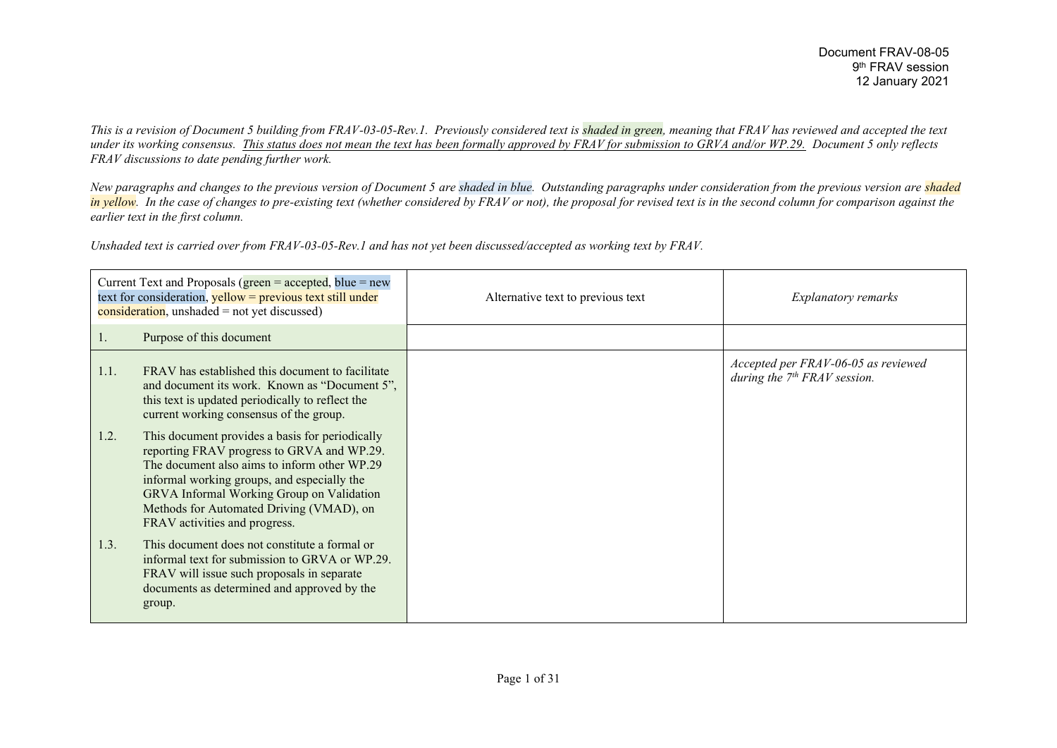Document FRAV-08-05
9th FRAV session
12 January 2021

*This is a revision of Document 5 building from FRAV-03-05-Rev.1. Previously considered text is shaded in green, meaning that FRAV has reviewed and accepted the text under its working consensus. This status does not mean the text has been formally approved by FRAV for submission to GRVA and/or WP.29. Document 5 only reflects FRAV discussions to date pending further work.*

*New paragraphs and changes to the previous version of Document 5 are shaded in blue. Outstanding paragraphs under consideration from the previous version are shaded in yellow. In the case of changes to pre-existing text (whether considered by FRAV or not), the proposal for revised text is in the second column for comparison against the earlier text in the first column.*

*Unshaded text is carried over from FRAV-03-05-Rev.1 and has not yet been discussed/accepted as working text by FRAV.*

| Current Text and Proposals (green = accepted, blue = new text for consideration, yellow = previous text still under consideration, unshaded = not yet discussed) | Alternative text to previous text | *Explanatory remarks* |
|---|---|---|
| 1. Purpose of this document | | |
| 1.1. FRAV has established this document to facilitate and document its work. Known as "Document 5", this text is updated periodically to reflect the current working consensus of the group.<br><br>1.2. This document provides a basis for periodically reporting FRAV progress to GRVA and WP.29. The document also aims to inform other WP.29 informal working groups, and especially the GRVA Informal Working Group on Validation Methods for Automated Driving (VMAD), on FRAV activities and progress.<br><br>1.3. This document does not constitute a formal or informal text for submission to GRVA or WP.29. FRAV will issue such proposals in separate documents as determined and approved by the group. | | *Accepted per FRAV-06-05 as reviewed during the 7th FRAV session.* |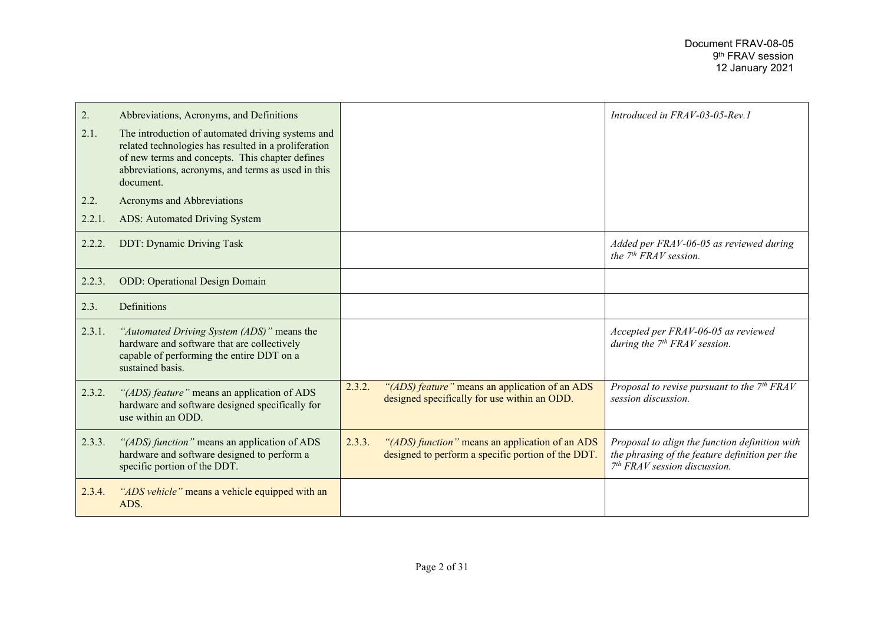| | | |
|---|---|---|
| 2. Abbreviations, Acronyms, and Definitions<br>2.1. The introduction of automated driving systems and related technologies has resulted in a proliferation of new terms and concepts. This chapter defines abbreviations, acronyms, and terms as used in this document.<br>2.2. Acronyms and Abbreviations<br>2.2.1. ADS: Automated Driving System | | *Introduced in FRAV-03-05-Rev.1* |
| 2.2.2. DDT: Dynamic Driving Task | | *Added per FRAV-06-05 as reviewed during the 7th FRAV session.* |
| 2.2.3. ODD: Operational Design Domain | | |
| 2.3. Definitions | | |
| 2.3.1. *"Automated Driving System (ADS)"* means the hardware and software that are collectively capable of performing the entire DDT on a sustained basis. | | *Accepted per FRAV-06-05 as reviewed during the 7th FRAV session.* |
| 2.3.2. *"(ADS) feature"* means an application of ADS hardware and software designed specifically for use within an ODD. | 2.3.2. *"(ADS) feature"* means an application of an ADS designed specifically for use within an ODD. | *Proposal to revise pursuant to the 7th FRAV session discussion.* |
| 2.3.3. *"(ADS) function"* means an application of ADS hardware and software designed to perform a specific portion of the DDT. | 2.3.3. *"(ADS) function"* means an application of an ADS designed to perform a specific portion of the DDT. | *Proposal to align the function definition with the phrasing of the feature definition per the 7th FRAV session discussion.* |
| 2.3.4. *"ADS vehicle"* means a vehicle equipped with an ADS. | | |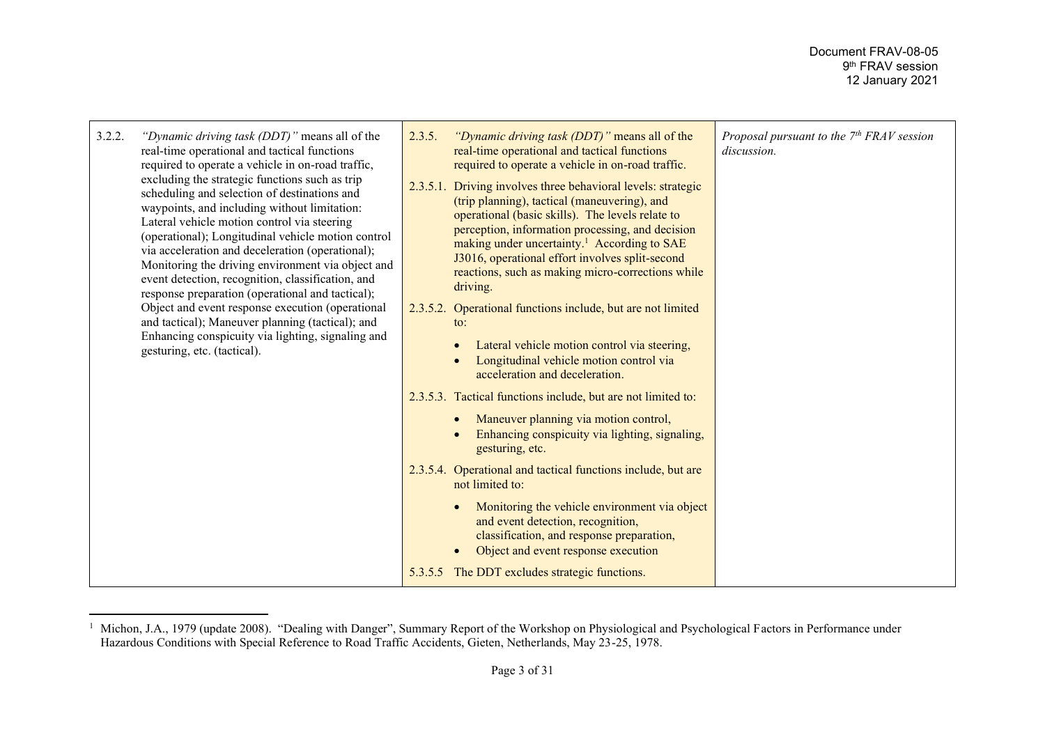| | | |
|---|---|---|
| 3.2.2. *"Dynamic driving task (DDT)"* means all of the real-time operational and tactical functions required to operate a vehicle in on-road traffic, excluding the strategic functions such as trip scheduling and selection of destinations and waypoints, and including without limitation: Lateral vehicle motion control via steering (operational); Longitudinal vehicle motion control via acceleration and deceleration (operational); Monitoring the driving environment via object and event detection, recognition, classification, and response preparation (operational and tactical); Object and event response execution (operational and tactical); Maneuver planning (tactical); and Enhancing conspicuity via lighting, signaling and gesturing, etc. (tactical). | 2.3.5. *"Dynamic driving task (DDT)"* means all of the real-time operational and tactical functions required to operate a vehicle in on-road traffic.<br><br>2.3.5.1. Driving involves three behavioral levels: strategic (trip planning), tactical (maneuvering), and operational (basic skills). The levels relate to perception, information processing, and decision making under uncertainty.[1] According to SAE J3016, operational effort involves split-second reactions, such as making micro-corrections while driving.<br><br>2.3.5.2. Operational functions include, but are not limited to:<br>• Lateral vehicle motion control via steering,<br>• Longitudinal vehicle motion control via acceleration and deceleration.<br><br>2.3.5.3. Tactical functions include, but are not limited to:<br>• Maneuver planning via motion control,<br>• Enhancing conspicuity via lighting, signaling, gesturing, etc.<br><br>2.3.5.4. Operational and tactical functions include, but are not limited to:<br>• Monitoring the vehicle environment via object and event detection, recognition, classification, and response preparation,<br>• Object and event response execution<br><br>5.3.5.5 The DDT excludes strategic functions. | *Proposal pursuant to the 7th FRAV session discussion.* |

[1] Michon, J.A., 1979 (update 2008). "Dealing with Danger", Summary Report of the Workshop on Physiological and Psychological Factors in Performance under Hazardous Conditions with Special Reference to Road Traffic Accidents, Gieten, Netherlands, May 23-25, 1978.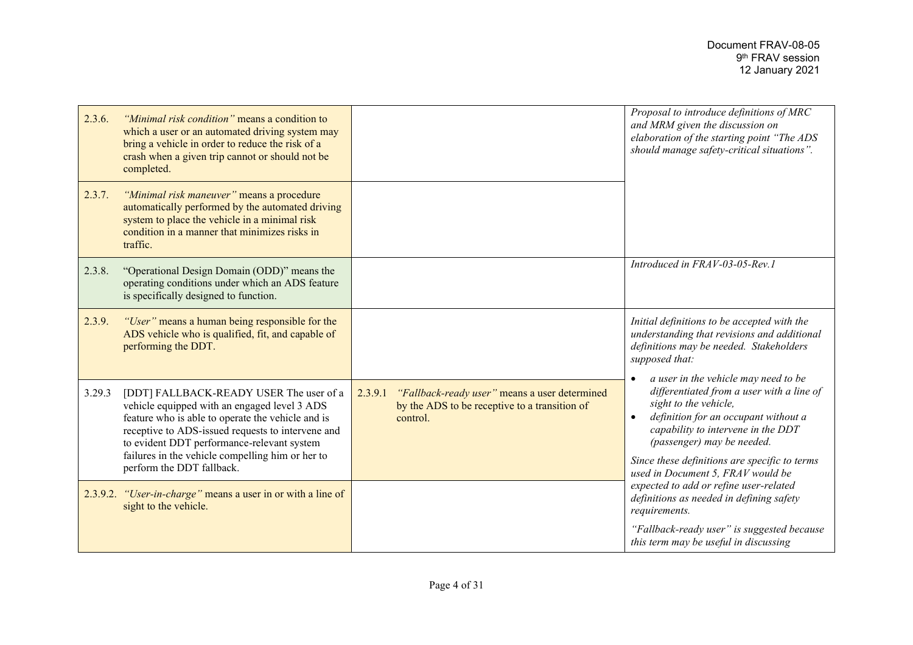| | | |
|---|---|---|
| 2.3.6. *"Minimal risk condition"* means a condition to which a user or an automated driving system may bring a vehicle in order to reduce the risk of a crash when a given trip cannot or should not be completed. | | *Proposal to introduce definitions of MRC and MRM given the discussion on elaboration of the starting point "The ADS should manage safety-critical situations".* |
| 2.3.7. *"Minimal risk maneuver"* means a procedure automatically performed by the automated driving system to place the vehicle in a minimal risk condition in a manner that minimizes risks in traffic. | | |
| 2.3.8. "Operational Design Domain (ODD)" means the operating conditions under which an ADS feature is specifically designed to function. | | *Introduced in FRAV-03-05-Rev.1* |
| 2.3.9. *"User"* means a human being responsible for the ADS vehicle who is qualified, fit, and capable of performing the DDT. | | *Initial definitions to be accepted with the understanding that revisions and additional definitions may be needed. Stakeholders supposed that:* <br> • *a user in the vehicle may need to be differentiated from a user with a line of sight to the vehicle,* <br> • *definition for an occupant without a capability to intervene in the DDT (passenger) may be needed.* <br> *Since these definitions are specific to terms used in Document 5, FRAV would be expected to add or refine user-related definitions as needed in defining safety requirements.* <br> *"Fallback-ready user" is suggested because this term may be useful in discussing* |
| 3.29.3 [DDT] FALLBACK-READY USER The user of a vehicle equipped with an engaged level 3 ADS feature who is able to operate the vehicle and is receptive to ADS-issued requests to intervene and to evident DDT performance-relevant system failures in the vehicle compelling him or her to perform the DDT fallback. | 2.3.9.1 *"Fallback-ready user"* means a user determined by the ADS to be receptive to a transition of control. | |
| 2.3.9.2. *"User-in-charge"* means a user in or with a line of sight to the vehicle. | | |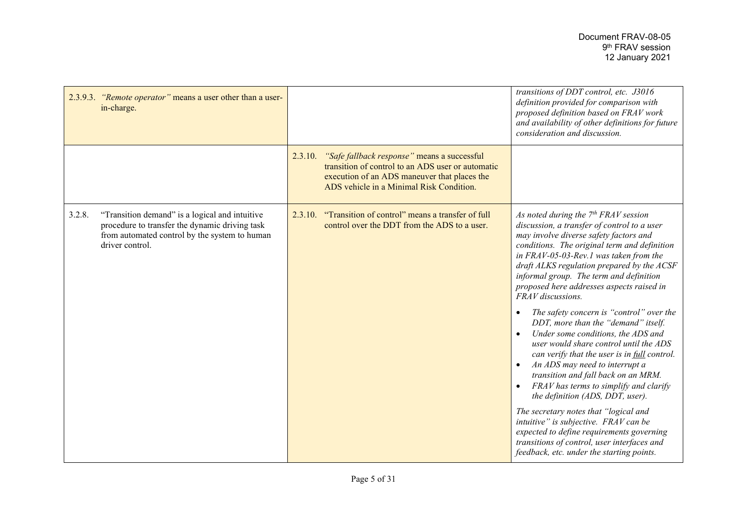| | | |
|---|---|---|
| 2.3.9.3. *"Remote operator"* means a user other than a user-in-charge. | | *transitions of DDT control, etc. J3016 definition provided for comparison with proposed definition based on FRAV work and availability of other definitions for future consideration and discussion.* |
| | 2.3.10. *"Safe fallback response"* means a successful transition of control to an ADS user or automatic execution of an ADS maneuver that places the ADS vehicle in a Minimal Risk Condition. | |
| 3.2.8. "Transition demand" is a logical and intuitive procedure to transfer the dynamic driving task from automated control by the system to human driver control. | 2.3.10. "Transition of control" means a transfer of full control over the DDT from the ADS to a user. | *As noted during the 7th FRAV session discussion, a transfer of control to a user may involve diverse safety factors and conditions. The original term and definition in FRAV-05-03-Rev.1 was taken from the draft ALKS regulation prepared by the ACSF informal group. The term and definition proposed here addresses aspects raised in FRAV discussions.*<br><br>• *The safety concern is "control" over the DDT, more than the "demand" itself.*<br>• *Under some conditions, the ADS and user would share control until the ADS can verify that the user is in full control.*<br>• *An ADS may need to interrupt a transition and fall back on an MRM.*<br>• *FRAV has terms to simplify and clarify the definition (ADS, DDT, user).*<br><br>*The secretary notes that "logical and intuitive" is subjective. FRAV can be expected to define requirements governing transitions of control, user interfaces and feedback, etc. under the starting points.* |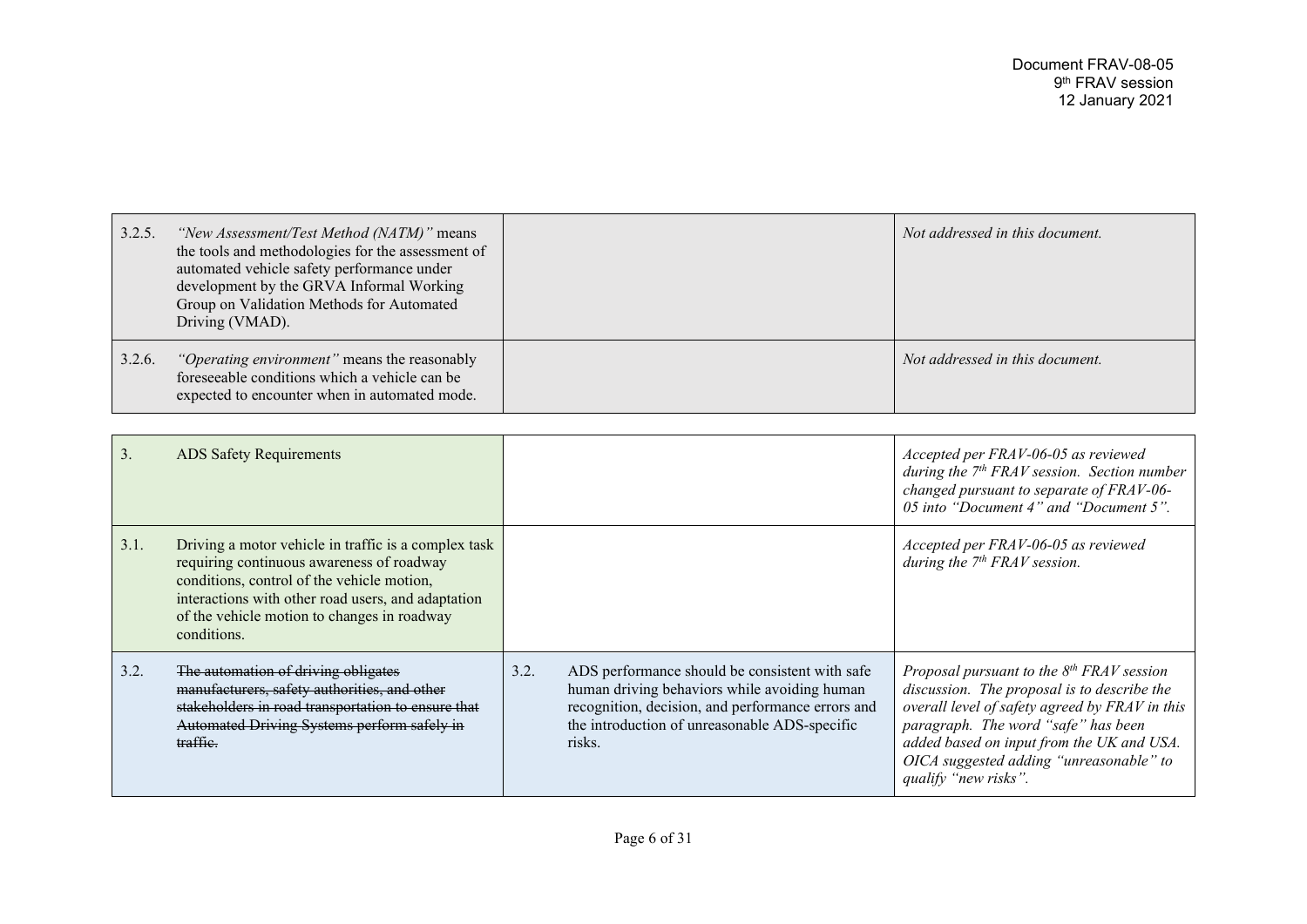| | | |
|---|---|---|
| 3.2.5. *"New Assessment/Test Method (NATM)"* means the tools and methodologies for the assessment of automated vehicle safety performance under development by the GRVA Informal Working Group on Validation Methods for Automated Driving (VMAD). | | *Not addressed in this document.* |
| 3.2.6. *"Operating environment"* means the reasonably foreseeable conditions which a vehicle can be expected to encounter when in automated mode. | | *Not addressed in this document.* |

| | | |
|---|---|---|
| 3. ADS Safety Requirements | | *Accepted per FRAV-06-05 as reviewed during the 7th FRAV session. Section number changed pursuant to separate of FRAV-06-05 into "Document 4" and "Document 5".* |
| 3.1. Driving a motor vehicle in traffic is a complex task requiring continuous awareness of roadway conditions, control of the vehicle motion, interactions with other road users, and adaptation of the vehicle motion to changes in roadway conditions. | | *Accepted per FRAV-06-05 as reviewed during the 7th FRAV session.* |
| 3.2. ~~The automation of driving obligates manufacturers, safety authorities, and other stakeholders in road transportation to ensure that Automated Driving Systems perform safely in traffic.~~ | 3.2. ADS performance should be consistent with safe human driving behaviors while avoiding human recognition, decision, and performance errors and the introduction of unreasonable ADS-specific risks. | *Proposal pursuant to the 8th FRAV session discussion. The proposal is to describe the overall level of safety agreed by FRAV in this paragraph. The word "safe" has been added based on input from the UK and USA. OICA suggested adding "unreasonable" to qualify "new risks".* |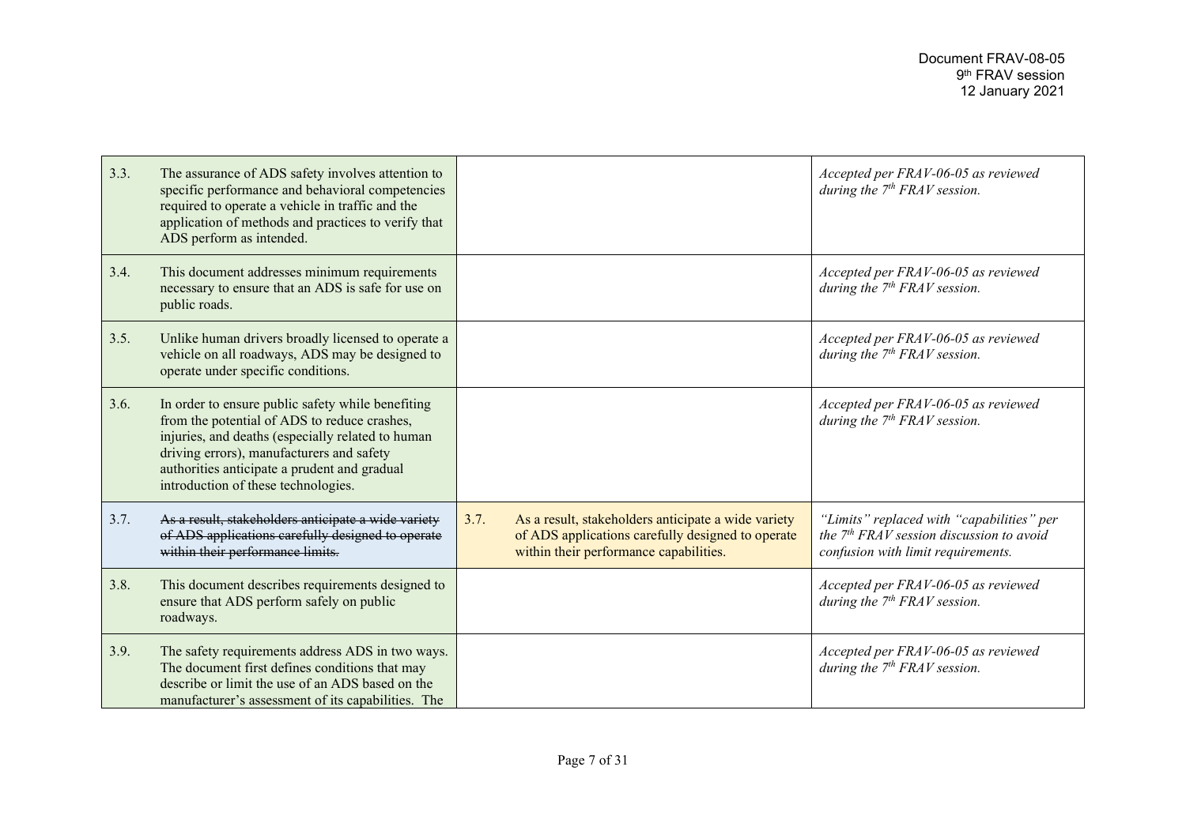| | | | | |
|---|---|---|---|---|
| 3.3. | The assurance of ADS safety involves attention to specific performance and behavioral competencies required to operate a vehicle in traffic and the application of methods and practices to verify that ADS perform as intended. | | | *Accepted per FRAV-06-05 as reviewed during the 7th FRAV session.* |
| 3.4. | This document addresses minimum requirements necessary to ensure that an ADS is safe for use on public roads. | | | *Accepted per FRAV-06-05 as reviewed during the 7th FRAV session.* |
| 3.5. | Unlike human drivers broadly licensed to operate a vehicle on all roadways, ADS may be designed to operate under specific conditions. | | | *Accepted per FRAV-06-05 as reviewed during the 7th FRAV session.* |
| 3.6. | In order to ensure public safety while benefiting from the potential of ADS to reduce crashes, injuries, and deaths (especially related to human driving errors), manufacturers and safety authorities anticipate a prudent and gradual introduction of these technologies. | | | *Accepted per FRAV-06-05 as reviewed during the 7th FRAV session.* |
| 3.7. | ~~As a result, stakeholders anticipate a wide variety of ADS applications carefully designed to operate within their performance limits.~~ | 3.7. | As a result, stakeholders anticipate a wide variety of ADS applications carefully designed to operate within their performance capabilities. | *"Limits" replaced with "capabilities" per the 7th FRAV session discussion to avoid confusion with limit requirements.* |
| 3.8. | This document describes requirements designed to ensure that ADS perform safely on public roadways. | | | *Accepted per FRAV-06-05 as reviewed during the 7th FRAV session.* |
| 3.9. | The safety requirements address ADS in two ways. The document first defines conditions that may describe or limit the use of an ADS based on the manufacturer's assessment of its capabilities. The | | | *Accepted per FRAV-06-05 as reviewed during the 7th FRAV session.* |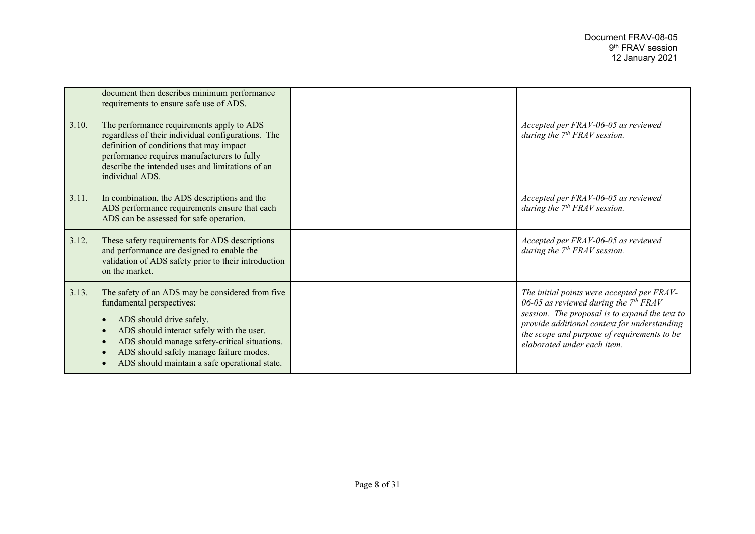| | | | |
|---|---|---|---|
| | document then describes minimum performance requirements to ensure safe use of ADS. | | |
| 3.10. | The performance requirements apply to ADS regardless of their individual configurations. The definition of conditions that may impact performance requires manufacturers to fully describe the intended uses and limitations of an individual ADS. | | *Accepted per FRAV-06-05 as reviewed during the 7th FRAV session.* |
| 3.11. | In combination, the ADS descriptions and the ADS performance requirements ensure that each ADS can be assessed for safe operation. | | *Accepted per FRAV-06-05 as reviewed during the 7th FRAV session.* |
| 3.12. | These safety requirements for ADS descriptions and performance are designed to enable the validation of ADS safety prior to their introduction on the market. | | *Accepted per FRAV-06-05 as reviewed during the 7th FRAV session.* |
| 3.13. | The safety of an ADS may be considered from five fundamental perspectives:<br>• ADS should drive safely.<br>• ADS should interact safely with the user.<br>• ADS should manage safety-critical situations.<br>• ADS should safely manage failure modes.<br>• ADS should maintain a safe operational state. | | *The initial points were accepted per FRAV-06-05 as reviewed during the 7th FRAV session. The proposal is to expand the text to provide additional context for understanding the scope and purpose of requirements to be elaborated under each item.* |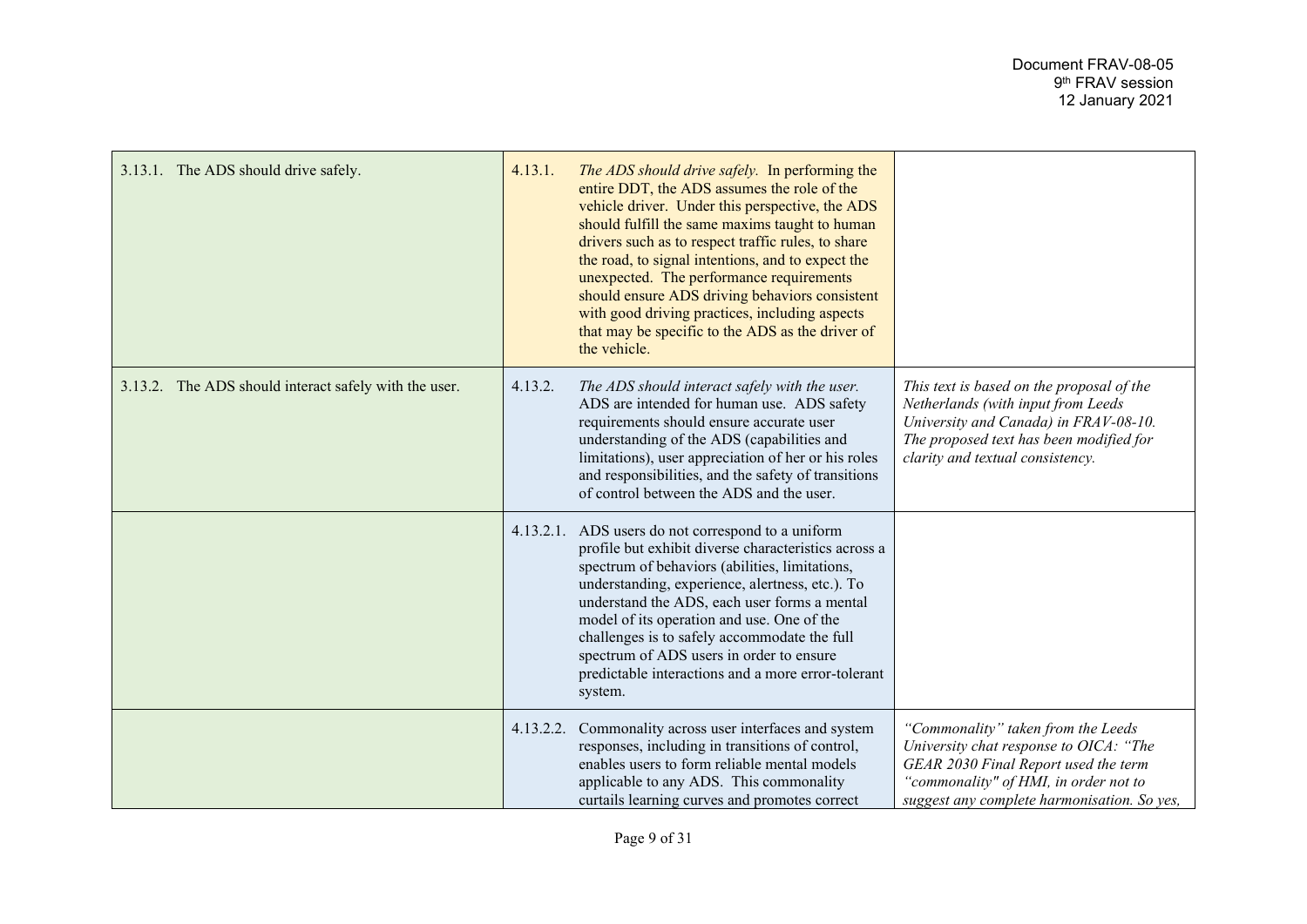| | | |
|---|---|---|
| 3.13.1. The ADS should drive safely. | 4.13.1. *The ADS should drive safely.* In performing the entire DDT, the ADS assumes the role of the vehicle driver. Under this perspective, the ADS should fulfill the same maxims taught to human drivers such as to respect traffic rules, to share the road, to signal intentions, and to expect the unexpected. The performance requirements should ensure ADS driving behaviors consistent with good driving practices, including aspects that may be specific to the ADS as the driver of the vehicle. | |
| 3.13.2. The ADS should interact safely with the user. | 4.13.2. *The ADS should interact safely with the user.* ADS are intended for human use. ADS safety requirements should ensure accurate user understanding of the ADS (capabilities and limitations), user appreciation of her or his roles and responsibilities, and the safety of transitions of control between the ADS and the user. | *This text is based on the proposal of the Netherlands (with input from Leeds University and Canada) in FRAV-08-10. The proposed text has been modified for clarity and textual consistency.* |
| | 4.13.2.1. ADS users do not correspond to a uniform profile but exhibit diverse characteristics across a spectrum of behaviors (abilities, limitations, understanding, experience, alertness, etc.). To understand the ADS, each user forms a mental model of its operation and use. One of the challenges is to safely accommodate the full spectrum of ADS users in order to ensure predictable interactions and a more error-tolerant system. | |
| | 4.13.2.2. Commonality across user interfaces and system responses, including in transitions of control, enables users to form reliable mental models applicable to any ADS. This commonality curtails learning curves and promotes correct | *"Commonality" taken from the Leeds University chat response to OICA: "The GEAR 2030 Final Report used the term "commonality" of HMI, in order not to suggest any complete harmonisation. So yes,* |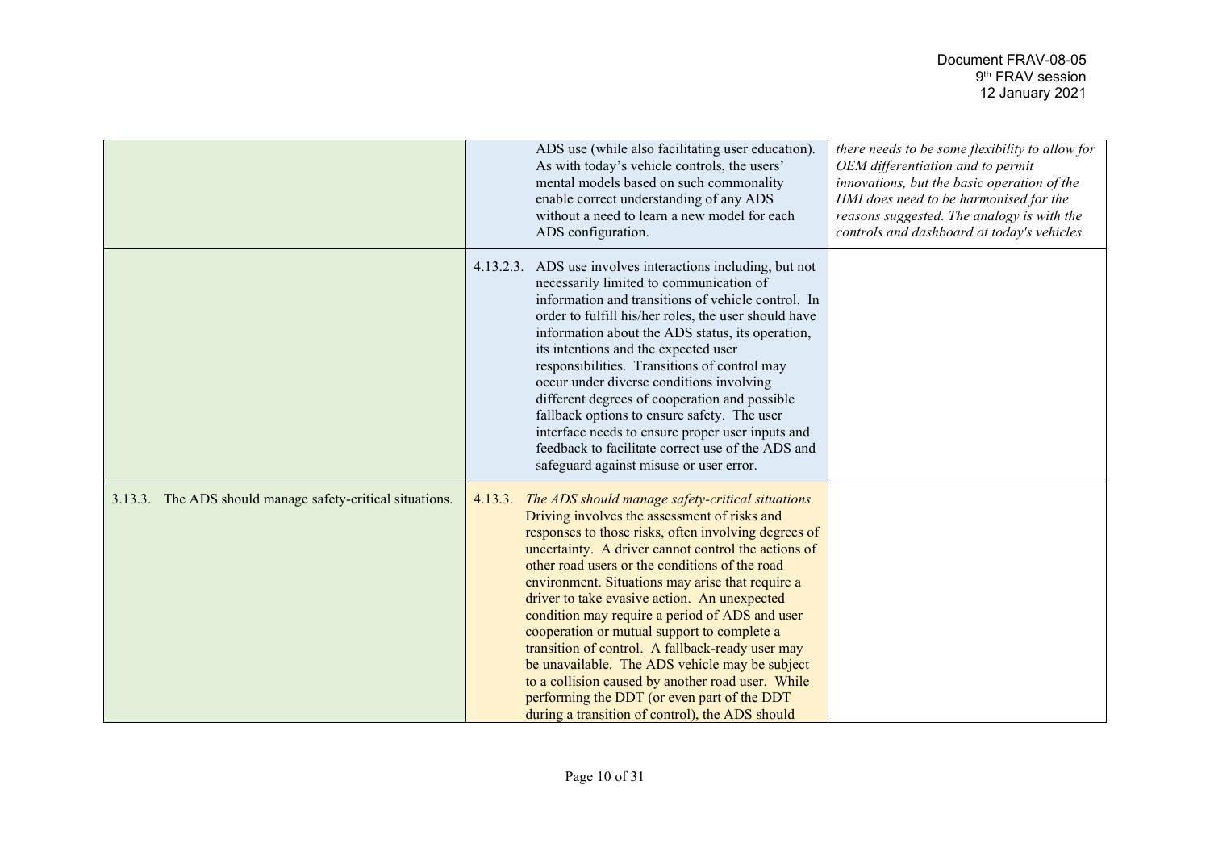| | | |
|---|---|---|
| | ADS use (while also facilitating user education). As with today's vehicle controls, the users' mental models based on such commonality enable correct understanding of any ADS without a need to learn a new model for each ADS configuration. | *there needs to be some flexibility to allow for OEM differentiation and to permit innovations, but the basic operation of the HMI does need to be harmonised for the reasons suggested. The analogy is with the controls and dashboard ot today's vehicles.* |
| | 4.13.2.3. ADS use involves interactions including, but not necessarily limited to communication of information and transitions of vehicle control. In order to fulfill his/her roles, the user should have information about the ADS status, its operation, its intentions and the expected user responsibilities. Transitions of control may occur under diverse conditions involving different degrees of cooperation and possible fallback options to ensure safety. The user interface needs to ensure proper user inputs and feedback to facilitate correct use of the ADS and safeguard against misuse or user error. | |
| 3.13.3. The ADS should manage safety-critical situations. | 4.13.3. *The ADS should manage safety-critical situations.* Driving involves the assessment of risks and responses to those risks, often involving degrees of uncertainty. A driver cannot control the actions of other road users or the conditions of the road environment. Situations may arise that require a driver to take evasive action. An unexpected condition may require a period of ADS and user cooperation or mutual support to complete a transition of control. A fallback-ready user may be unavailable. The ADS vehicle may be subject to a collision caused by another road user. While performing the DDT (or even part of the DDT during a transition of control), the ADS should | |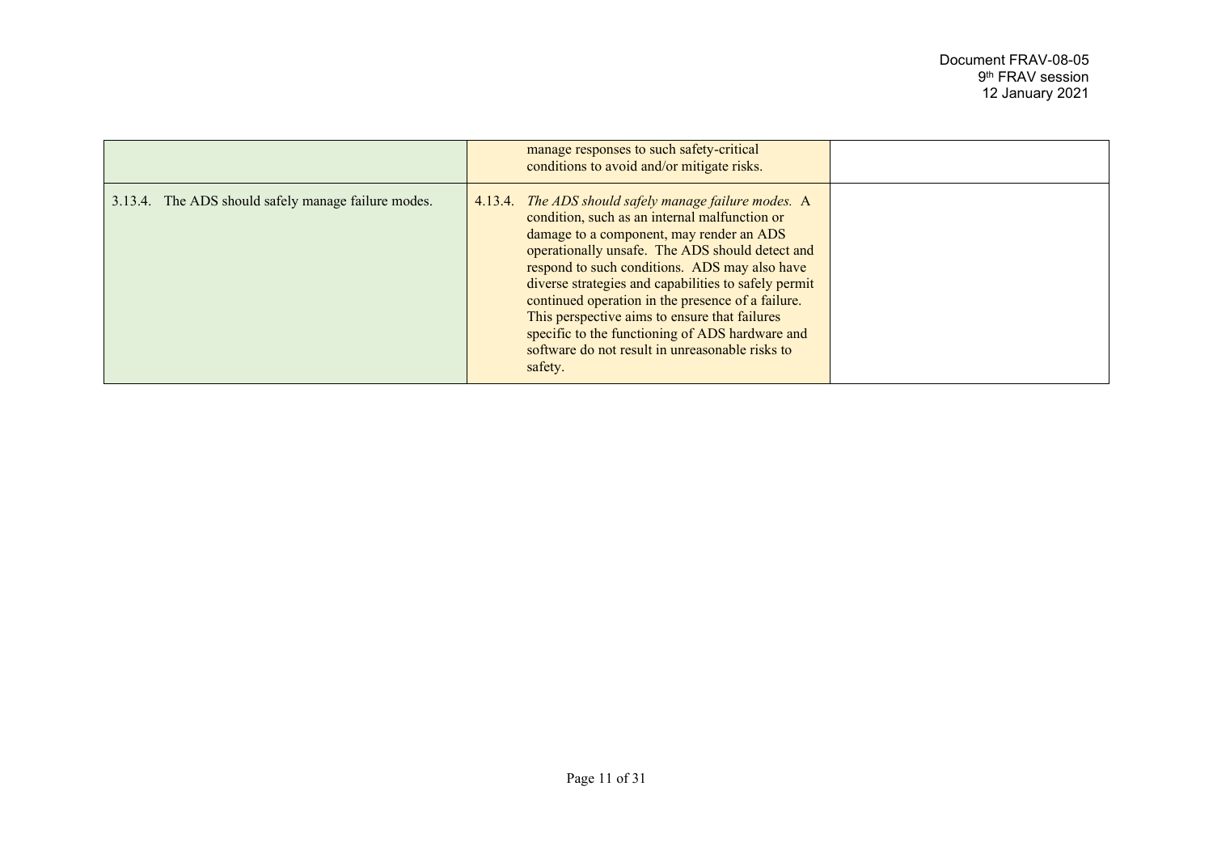| | | |
|---|---|---|
| | manage responses to such safety-critical conditions to avoid and/or mitigate risks. | |
| 3.13.4. The ADS should safely manage failure modes. | 4.13.4. *The ADS should safely manage failure modes.* A condition, such as an internal malfunction or damage to a component, may render an ADS operationally unsafe. The ADS should detect and respond to such conditions. ADS may also have diverse strategies and capabilities to safely permit continued operation in the presence of a failure. This perspective aims to ensure that failures specific to the functioning of ADS hardware and software do not result in unreasonable risks to safety. | |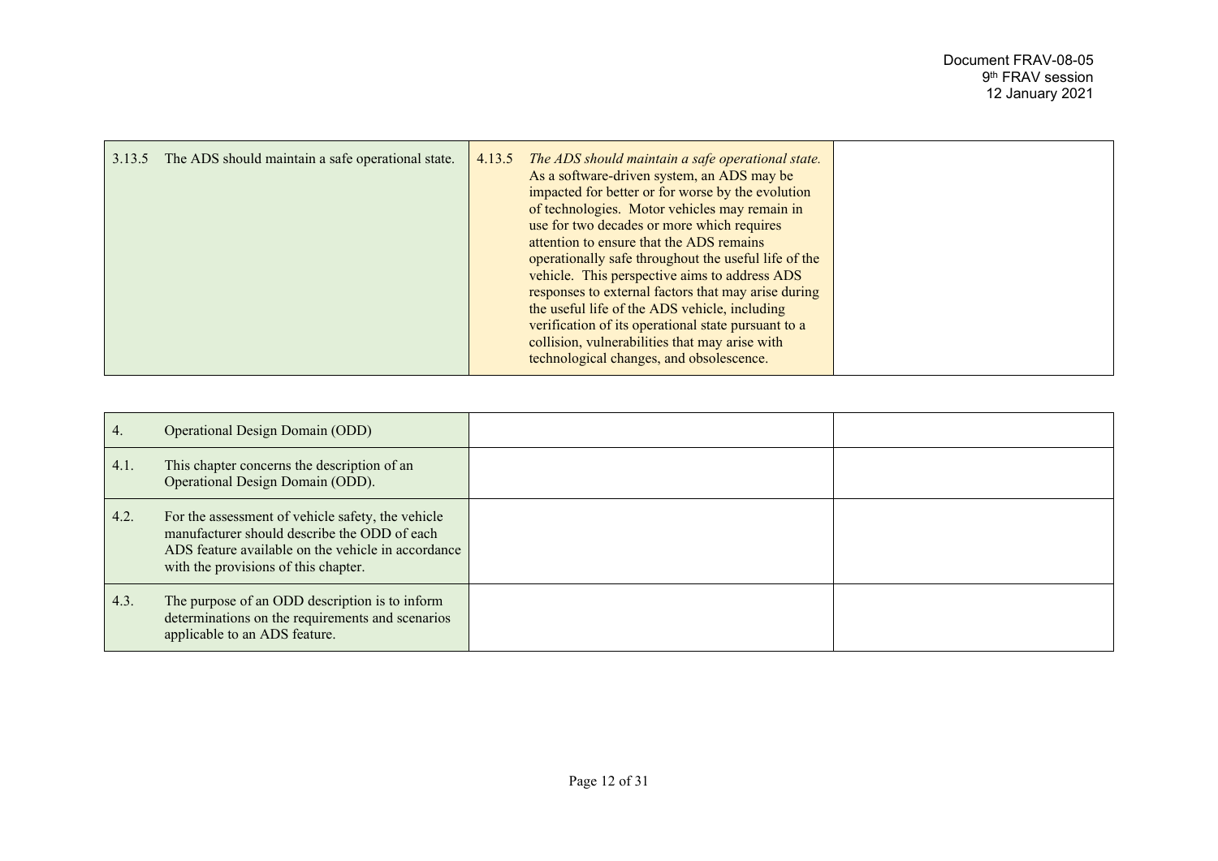| | | |
|---|---|---|
| 3.13.5 The ADS should maintain a safe operational state. | 4.13.5 *The ADS should maintain a safe operational state.* As a software-driven system, an ADS may be impacted for better or for worse by the evolution of technologies. Motor vehicles may remain in use for two decades or more which requires attention to ensure that the ADS remains operationally safe throughout the useful life of the vehicle. This perspective aims to address ADS responses to external factors that may arise during the useful life of the ADS vehicle, including verification of its operational state pursuant to a collision, vulnerabilities that may arise with technological changes, and obsolescence. | |

| | | |
|---|---|---|
| 4. Operational Design Domain (ODD) | | |
| 4.1. This chapter concerns the description of an Operational Design Domain (ODD). | | |
| 4.2. For the assessment of vehicle safety, the vehicle manufacturer should describe the ODD of each ADS feature available on the vehicle in accordance with the provisions of this chapter. | | |
| 4.3. The purpose of an ODD description is to inform determinations on the requirements and scenarios applicable to an ADS feature. | | |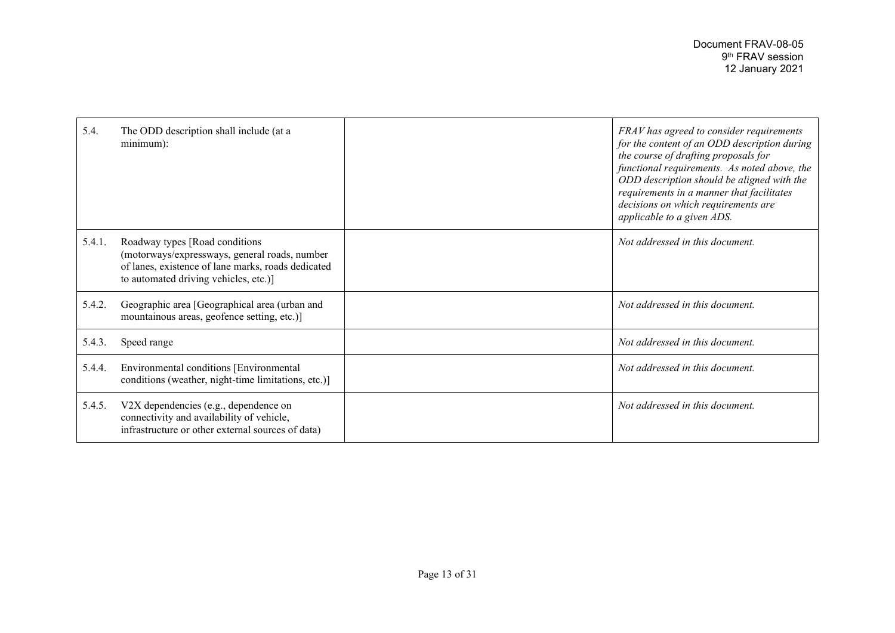| | | | |
|---|---|---|---|
| 5.4. | The ODD description shall include (at a minimum): | | *FRAV has agreed to consider requirements for the content of an ODD description during the course of drafting proposals for functional requirements. As noted above, the ODD description should be aligned with the requirements in a manner that facilitates decisions on which requirements are applicable to a given ADS.* |
| 5.4.1. | Roadway types [Road conditions (motorways/expressways, general roads, number of lanes, existence of lane marks, roads dedicated to automated driving vehicles, etc.)] | | *Not addressed in this document.* |
| 5.4.2. | Geographic area [Geographical area (urban and mountainous areas, geofence setting, etc.)] | | *Not addressed in this document.* |
| 5.4.3. | Speed range | | *Not addressed in this document.* |
| 5.4.4. | Environmental conditions [Environmental conditions (weather, night-time limitations, etc.)] | | *Not addressed in this document.* |
| 5.4.5. | V2X dependencies (e.g., dependence on connectivity and availability of vehicle, infrastructure or other external sources of data) | | *Not addressed in this document.* |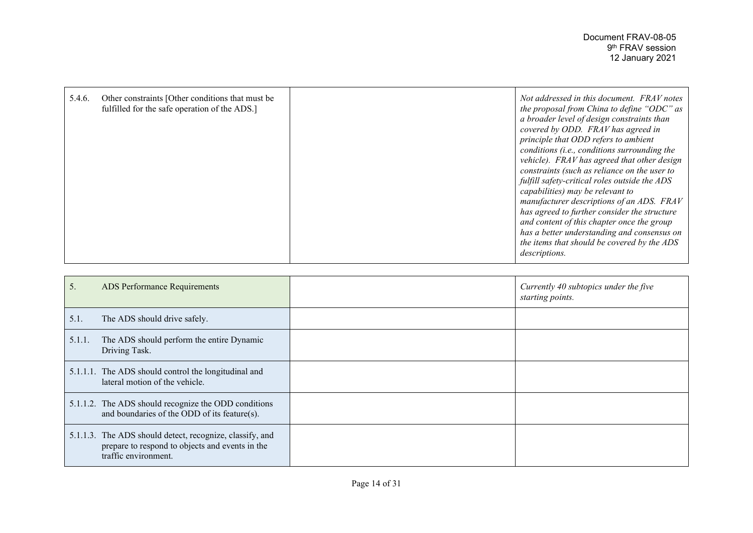| | | |
|---|---|---|
| 5.4.6. Other constraints [Other conditions that must be fulfilled for the safe operation of the ADS.] | | *Not addressed in this document. FRAV notes the proposal from China to define "ODC" as a broader level of design constraints than covered by ODD. FRAV has agreed in principle that ODD refers to ambient conditions (i.e., conditions surrounding the vehicle). FRAV has agreed that other design constraints (such as reliance on the user to fulfill safety-critical roles outside the ADS capabilities) may be relevant to manufacturer descriptions of an ADS. FRAV has agreed to further consider the structure and content of this chapter once the group has a better understanding and consensus on the items that should be covered by the ADS descriptions.* |

| | | |
|---|---|---|
| 5. ADS Performance Requirements | | *Currently 40 subtopics under the five starting points.* |
| 5.1. The ADS should drive safely. | | |
| 5.1.1. The ADS should perform the entire Dynamic Driving Task. | | |
| 5.1.1.1. The ADS should control the longitudinal and lateral motion of the vehicle. | | |
| 5.1.1.2. The ADS should recognize the ODD conditions and boundaries of the ODD of its feature(s). | | |
| 5.1.1.3. The ADS should detect, recognize, classify, and prepare to respond to objects and events in the traffic environment. | | |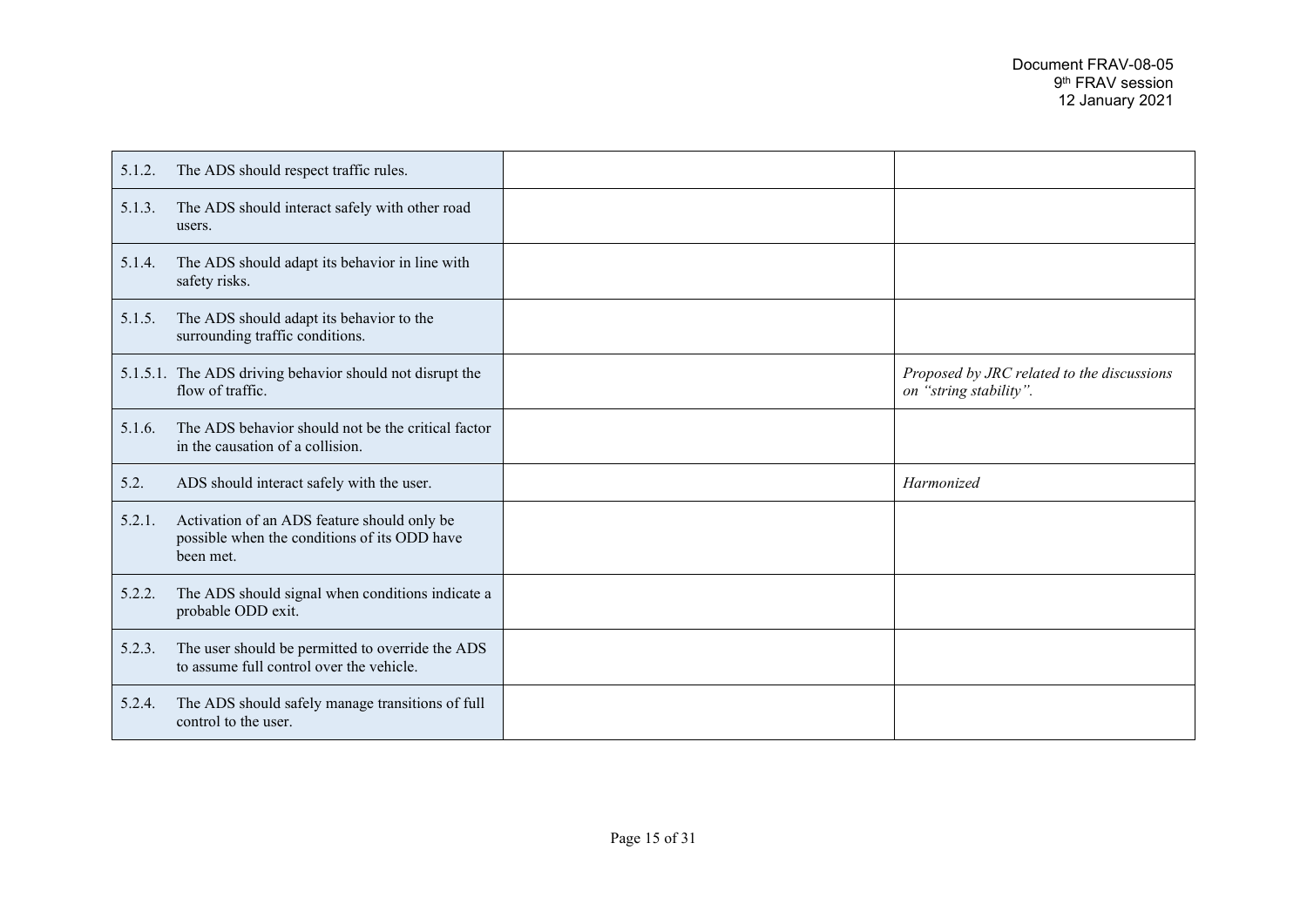| | | |
|---|---|---|
| 5.1.2. The ADS should respect traffic rules. | | |
| 5.1.3. The ADS should interact safely with other road users. | | |
| 5.1.4. The ADS should adapt its behavior in line with safety risks. | | |
| 5.1.5. The ADS should adapt its behavior to the surrounding traffic conditions. | | |
| 5.1.5.1. The ADS driving behavior should not disrupt the flow of traffic. | | *Proposed by JRC related to the discussions on "string stability".* |
| 5.1.6. The ADS behavior should not be the critical factor in the causation of a collision. | | |
| 5.2. ADS should interact safely with the user. | | *Harmonized* |
| 5.2.1. Activation of an ADS feature should only be possible when the conditions of its ODD have been met. | | |
| 5.2.2. The ADS should signal when conditions indicate a probable ODD exit. | | |
| 5.2.3. The user should be permitted to override the ADS to assume full control over the vehicle. | | |
| 5.2.4. The ADS should safely manage transitions of full control to the user. | | |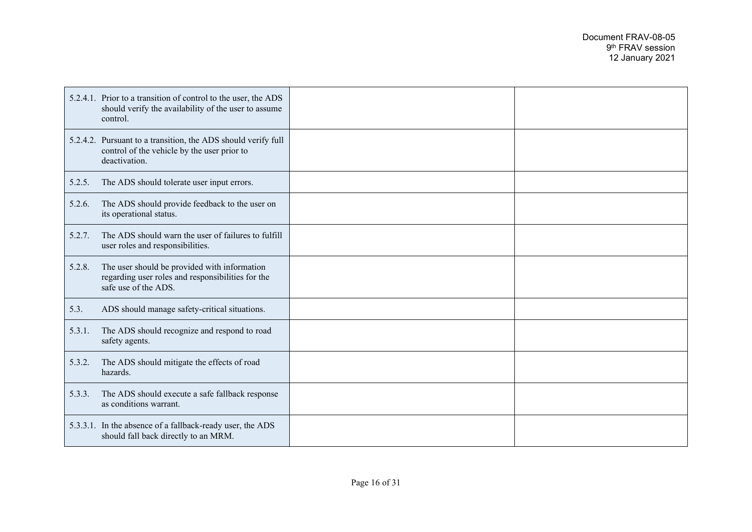| | | |
|---|---|---|
| 5.2.4.1. Prior to a transition of control to the user, the ADS should verify the availability of the user to assume control. | | |
| 5.2.4.2. Pursuant to a transition, the ADS should verify full control of the vehicle by the user prior to deactivation. | | |
| 5.2.5. The ADS should tolerate user input errors. | | |
| 5.2.6. The ADS should provide feedback to the user on its operational status. | | |
| 5.2.7. The ADS should warn the user of failures to fulfill user roles and responsibilities. | | |
| 5.2.8. The user should be provided with information regarding user roles and responsibilities for the safe use of the ADS. | | |
| 5.3. ADS should manage safety-critical situations. | | |
| 5.3.1. The ADS should recognize and respond to road safety agents. | | |
| 5.3.2. The ADS should mitigate the effects of road hazards. | | |
| 5.3.3. The ADS should execute a safe fallback response as conditions warrant. | | |
| 5.3.3.1. In the absence of a fallback-ready user, the ADS should fall back directly to an MRM. | | |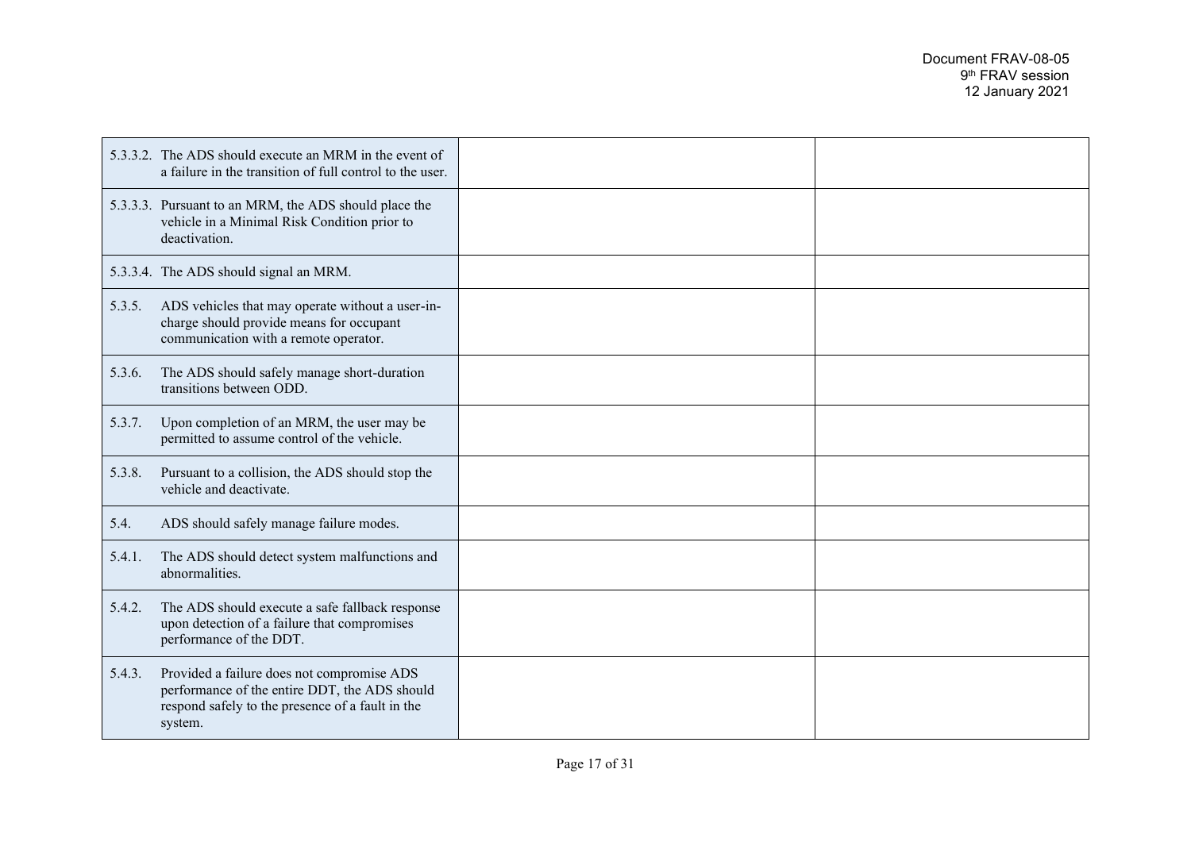| | | |
|---|---|---|
| 5.3.3.2. The ADS should execute an MRM in the event of a failure in the transition of full control to the user. | | |
| 5.3.3.3. Pursuant to an MRM, the ADS should place the vehicle in a Minimal Risk Condition prior to deactivation. | | |
| 5.3.3.4. The ADS should signal an MRM. | | |
| 5.3.5. ADS vehicles that may operate without a user-in-charge should provide means for occupant communication with a remote operator. | | |
| 5.3.6. The ADS should safely manage short-duration transitions between ODD. | | |
| 5.3.7. Upon completion of an MRM, the user may be permitted to assume control of the vehicle. | | |
| 5.3.8. Pursuant to a collision, the ADS should stop the vehicle and deactivate. | | |
| 5.4. ADS should safely manage failure modes. | | |
| 5.4.1. The ADS should detect system malfunctions and abnormalities. | | |
| 5.4.2. The ADS should execute a safe fallback response upon detection of a failure that compromises performance of the DDT. | | |
| 5.4.3. Provided a failure does not compromise ADS performance of the entire DDT, the ADS should respond safely to the presence of a fault in the system. | | |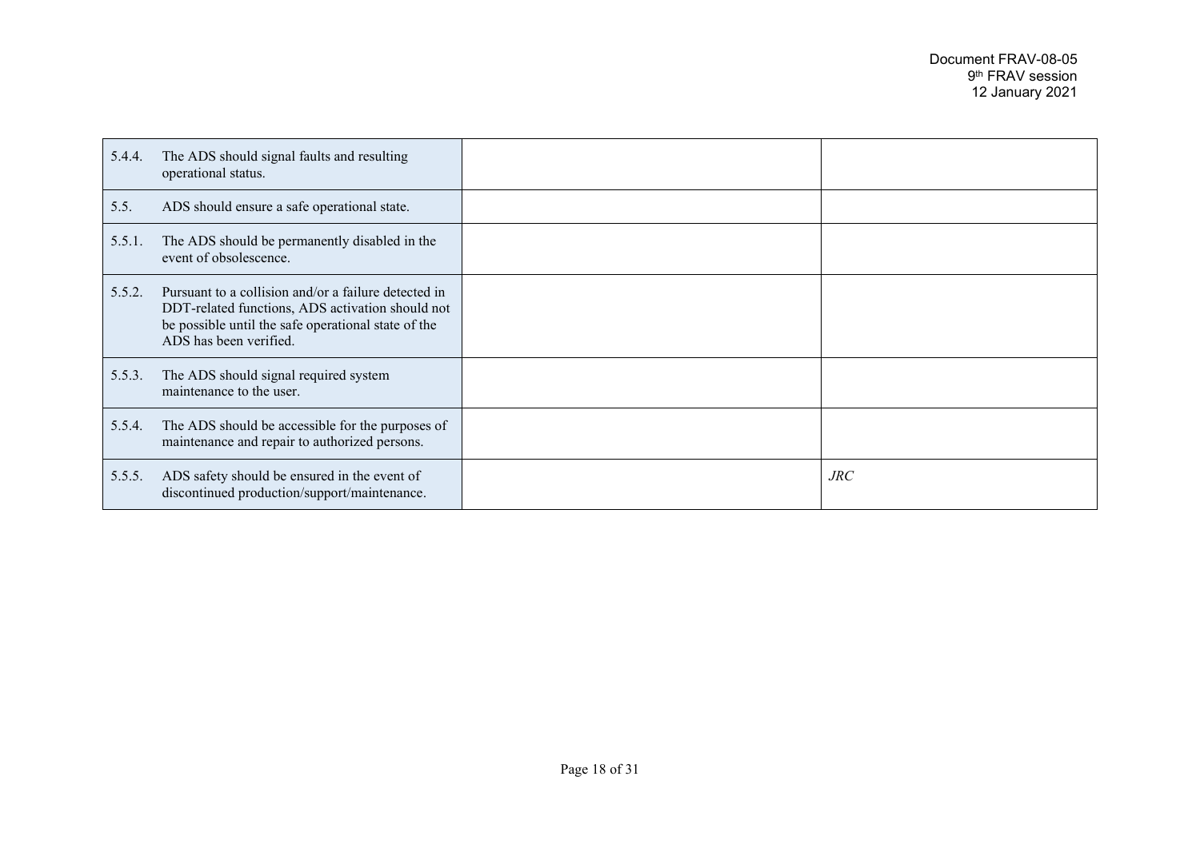| | | |
|---|---|---|
| 5.4.4. The ADS should signal faults and resulting operational status. | | |
| 5.5. ADS should ensure a safe operational state. | | |
| 5.5.1. The ADS should be permanently disabled in the event of obsolescence. | | |
| 5.5.2. Pursuant to a collision and/or a failure detected in DDT-related functions, ADS activation should not be possible until the safe operational state of the ADS has been verified. | | |
| 5.5.3. The ADS should signal required system maintenance to the user. | | |
| 5.5.4. The ADS should be accessible for the purposes of maintenance and repair to authorized persons. | | |
| 5.5.5. ADS safety should be ensured in the event of discontinued production/support/maintenance. | | *JRC* |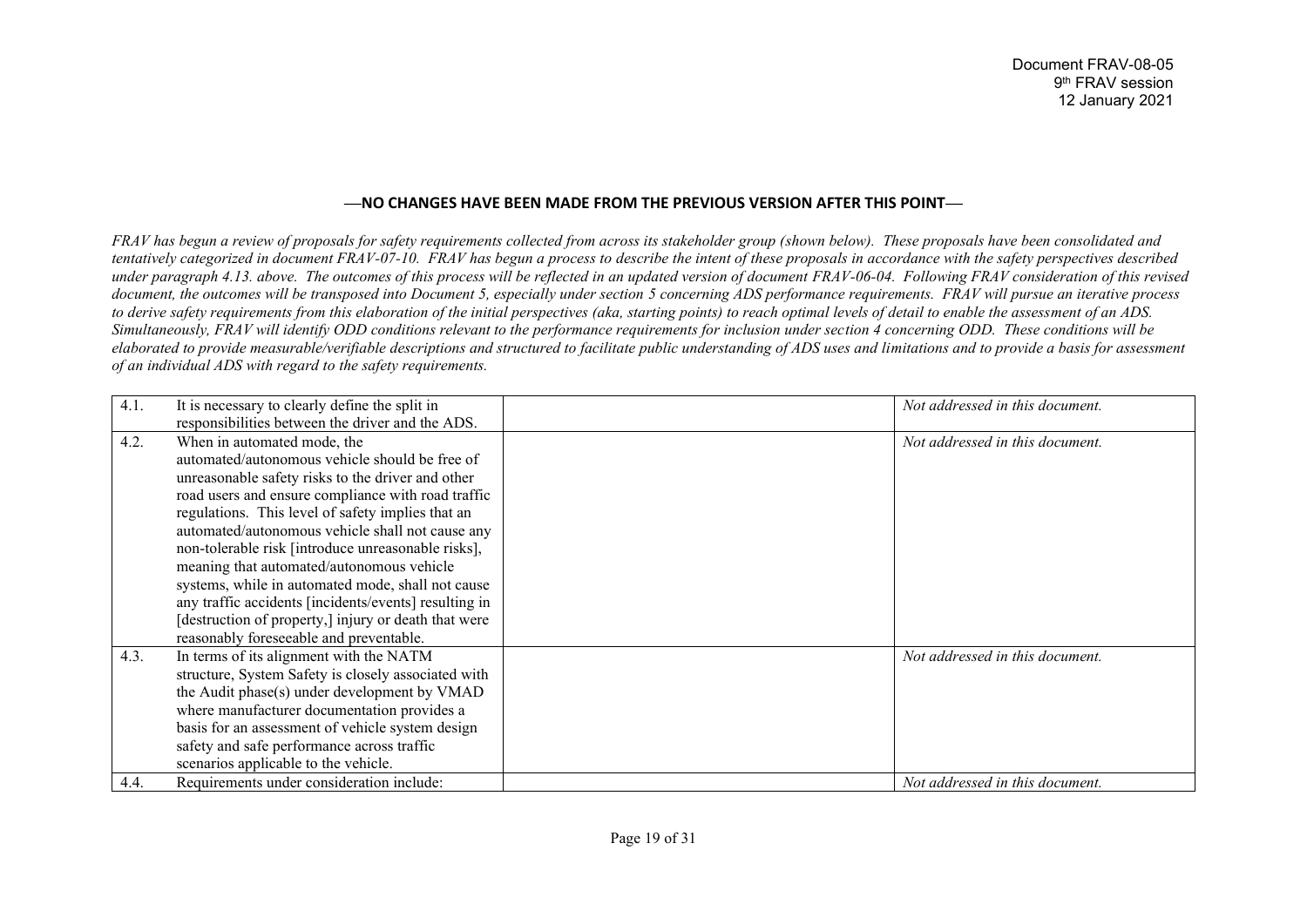Document FRAV-08-05
9th FRAV session
12 January 2021

—**NO CHANGES HAVE BEEN MADE FROM THE PREVIOUS VERSION AFTER THIS POINT**—

*FRAV has begun a review of proposals for safety requirements collected from across its stakeholder group (shown below). These proposals have been consolidated and tentatively categorized in document FRAV-07-10. FRAV has begun a process to describe the intent of these proposals in accordance with the safety perspectives described under paragraph 4.13. above. The outcomes of this process will be reflected in an updated version of document FRAV-06-04. Following FRAV consideration of this revised document, the outcomes will be transposed into Document 5, especially under section 5 concerning ADS performance requirements. FRAV will pursue an iterative process to derive safety requirements from this elaboration of the initial perspectives (aka, starting points) to reach optimal levels of detail to enable the assessment of an ADS. Simultaneously, FRAV will identify ODD conditions relevant to the performance requirements for inclusion under section 4 concerning ODD. These conditions will be elaborated to provide measurable/verifiable descriptions and structured to facilitate public understanding of ADS uses and limitations and to provide a basis for assessment of an individual ADS with regard to the safety requirements.*

| | | | |
|---|---|---|---|
| 4.1. | It is necessary to clearly define the split in responsibilities between the driver and the ADS. | | *Not addressed in this document.* |
| 4.2. | When in automated mode, the automated/autonomous vehicle should be free of unreasonable safety risks to the driver and other road users and ensure compliance with road traffic regulations. This level of safety implies that an automated/autonomous vehicle shall not cause any non-tolerable risk [introduce unreasonable risks], meaning that automated/autonomous vehicle systems, while in automated mode, shall not cause any traffic accidents [incidents/events] resulting in [destruction of property,] injury or death that were reasonably foreseeable and preventable. | | *Not addressed in this document.* |
| 4.3. | In terms of its alignment with the NATM structure, System Safety is closely associated with the Audit phase(s) under development by VMAD where manufacturer documentation provides a basis for an assessment of vehicle system design safety and safe performance across traffic scenarios applicable to the vehicle. | | *Not addressed in this document.* |
| 4.4. | Requirements under consideration include: | | *Not addressed in this document.* |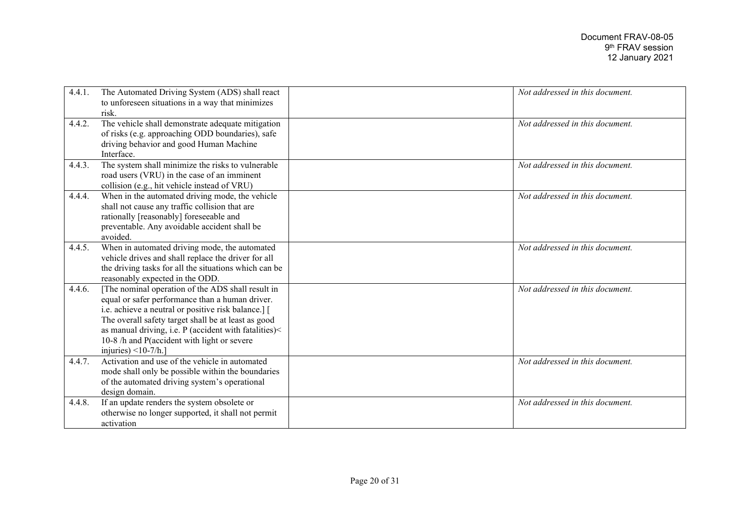| | | | |
|---|---|---|---|
| 4.4.1. | The Automated Driving System (ADS) shall react to unforeseen situations in a way that minimizes risk. | | *Not addressed in this document.* |
| 4.4.2. | The vehicle shall demonstrate adequate mitigation of risks (e.g. approaching ODD boundaries), safe driving behavior and good Human Machine Interface. | | *Not addressed in this document.* |
| 4.4.3. | The system shall minimize the risks to vulnerable road users (VRU) in the case of an imminent collision (e.g., hit vehicle instead of VRU) | | *Not addressed in this document.* |
| 4.4.4. | When in the automated driving mode, the vehicle shall not cause any traffic collision that are rationally [reasonably] foreseeable and preventable. Any avoidable accident shall be avoided. | | *Not addressed in this document.* |
| 4.4.5. | When in automated driving mode, the automated vehicle drives and shall replace the driver for all the driving tasks for all the situations which can be reasonably expected in the ODD. | | *Not addressed in this document.* |
| 4.4.6. | [The nominal operation of the ADS shall result in equal or safer performance than a human driver. i.e. achieve a neutral or positive risk balance.] [ The overall safety target shall be at least as good as manual driving, i.e. P (accident with fatalities)< 10-8 /h and P(accident with light or severe injuries) <10-7/h.] | | *Not addressed in this document.* |
| 4.4.7. | Activation and use of the vehicle in automated mode shall only be possible within the boundaries of the automated driving system's operational design domain. | | *Not addressed in this document.* |
| 4.4.8. | If an update renders the system obsolete or otherwise no longer supported, it shall not permit activation | | *Not addressed in this document.* |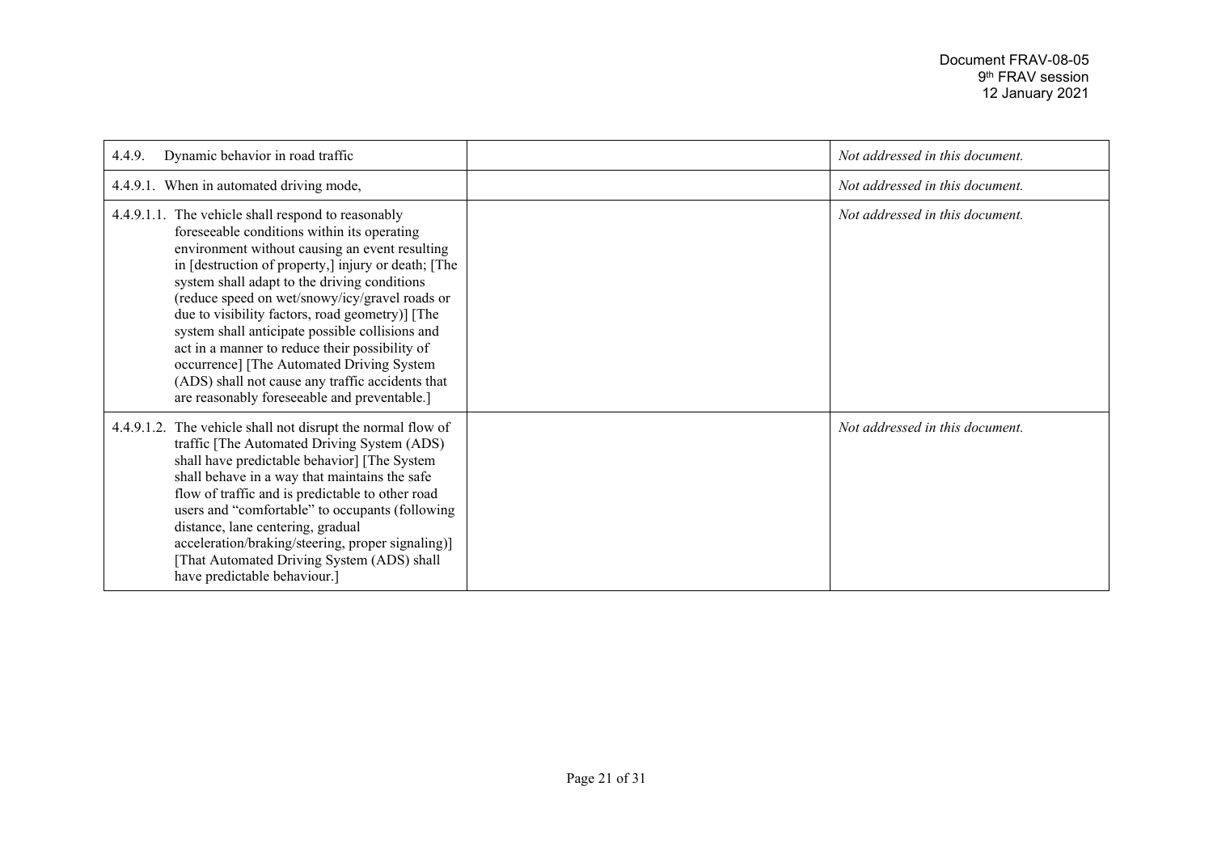| | | |
|---|---|---|
| 4.4.9. Dynamic behavior in road traffic | | *Not addressed in this document.* |
| 4.4.9.1. When in automated driving mode, | | *Not addressed in this document.* |
| 4.4.9.1.1. The vehicle shall respond to reasonably foreseeable conditions within its operating environment without causing an event resulting in [destruction of property,] injury or death; [The system shall adapt to the driving conditions (reduce speed on wet/snowy/icy/gravel roads or due to visibility factors, road geometry)] [The system shall anticipate possible collisions and act in a manner to reduce their possibility of occurrence] [The Automated Driving System (ADS) shall not cause any traffic accidents that are reasonably foreseeable and preventable.] | | *Not addressed in this document.* |
| 4.4.9.1.2. The vehicle shall not disrupt the normal flow of traffic [The Automated Driving System (ADS) shall have predictable behavior] [The System shall behave in a way that maintains the safe flow of traffic and is predictable to other road users and "comfortable" to occupants (following distance, lane centering, gradual acceleration/braking/steering, proper signaling)] [That Automated Driving System (ADS) shall have predictable behaviour.] | | *Not addressed in this document.* |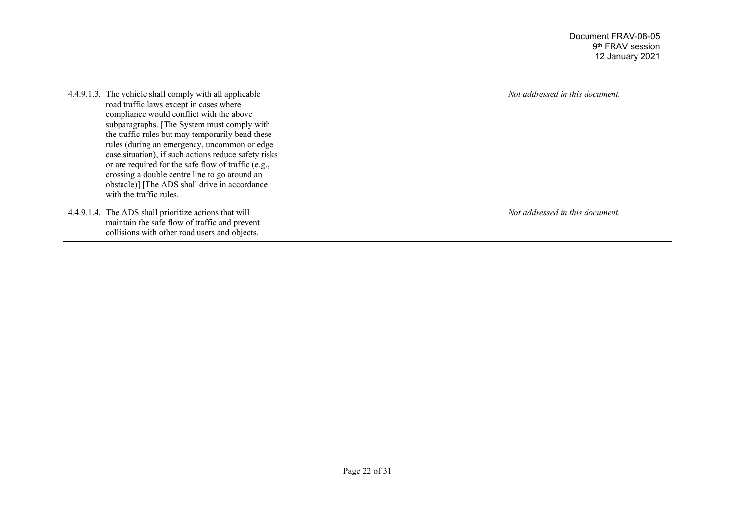| | | |
|---|---|---|
| 4.4.9.1.3. The vehicle shall comply with all applicable road traffic laws except in cases where compliance would conflict with the above subparagraphs. [The System must comply with the traffic rules but may temporarily bend these rules (during an emergency, uncommon or edge case situation), if such actions reduce safety risks or are required for the safe flow of traffic (e.g., crossing a double centre line to go around an obstacle)] [The ADS shall drive in accordance with the traffic rules. | | *Not addressed in this document.* |
| 4.4.9.1.4. The ADS shall prioritize actions that will maintain the safe flow of traffic and prevent collisions with other road users and objects. | | *Not addressed in this document.* |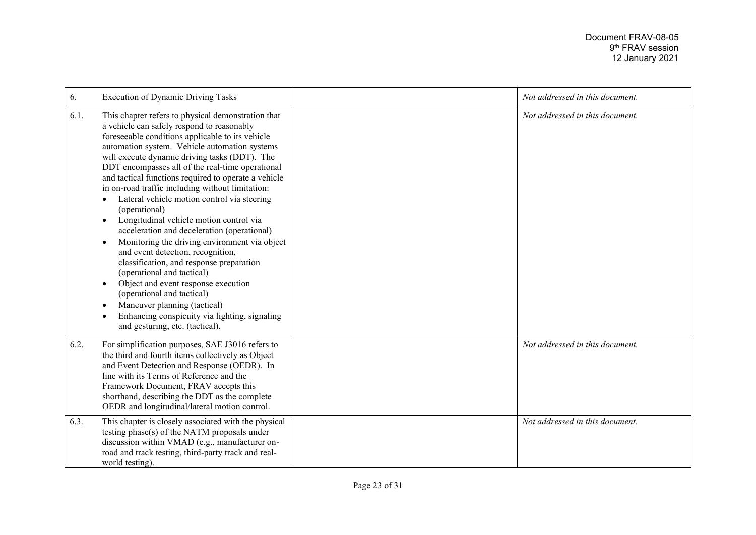| | | | |
|---|---|---|---|
| 6. | Execution of Dynamic Driving Tasks | | *Not addressed in this document.* |
| 6.1. | This chapter refers to physical demonstration that a vehicle can safely respond to reasonably foreseeable conditions applicable to its vehicle automation system. Vehicle automation systems will execute dynamic driving tasks (DDT). The DDT encompasses all of the real-time operational and tactical functions required to operate a vehicle in on-road traffic including without limitation:<br>• Lateral vehicle motion control via steering (operational)<br>• Longitudinal vehicle motion control via acceleration and deceleration (operational)<br>• Monitoring the driving environment via object and event detection, recognition, classification, and response preparation (operational and tactical)<br>• Object and event response execution (operational and tactical)<br>• Maneuver planning (tactical)<br>• Enhancing conspicuity via lighting, signaling and gesturing, etc. (tactical). | | *Not addressed in this document.* |
| 6.2. | For simplification purposes, SAE J3016 refers to the third and fourth items collectively as Object and Event Detection and Response (OEDR). In line with its Terms of Reference and the Framework Document, FRAV accepts this shorthand, describing the DDT as the complete OEDR and longitudinal/lateral motion control. | | *Not addressed in this document.* |
| 6.3. | This chapter is closely associated with the physical testing phase(s) of the NATM proposals under discussion within VMAD (e.g., manufacturer on-road and track testing, third-party track and real-world testing). | | *Not addressed in this document.* |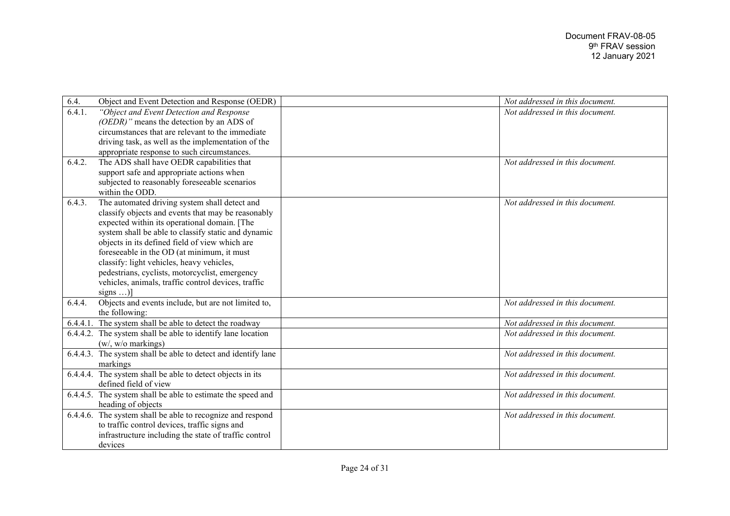Document FRAV-08-05
9th FRAV session
12 January 2021

| | | | |
|---|---|---|---|
| 6.4. | Object and Event Detection and Response (OEDR) | | *Not addressed in this document.* |
| 6.4.1. | *"Object and Event Detection and Response (OEDR)"* means the detection by an ADS of circumstances that are relevant to the immediate driving task, as well as the implementation of the appropriate response to such circumstances. | | *Not addressed in this document.* |
| 6.4.2. | The ADS shall have OEDR capabilities that support safe and appropriate actions when subjected to reasonably foreseeable scenarios within the ODD. | | *Not addressed in this document.* |
| 6.4.3. | The automated driving system shall detect and classify objects and events that may be reasonably expected within its operational domain. [The system shall be able to classify static and dynamic objects in its defined field of view which are foreseeable in the OD (at minimum, it must classify: light vehicles, heavy vehicles, pedestrians, cyclists, motorcyclist, emergency vehicles, animals, traffic control devices, traffic signs …)] | | *Not addressed in this document.* |
| 6.4.4. | Objects and events include, but are not limited to, the following: | | *Not addressed in this document.* |
| 6.4.4.1. | The system shall be able to detect the roadway | | *Not addressed in this document.* |
| 6.4.4.2. | The system shall be able to identify lane location (w/, w/o markings) | | *Not addressed in this document.* |
| 6.4.4.3. | The system shall be able to detect and identify lane markings | | *Not addressed in this document.* |
| 6.4.4.4. | The system shall be able to detect objects in its defined field of view | | *Not addressed in this document.* |
| 6.4.4.5. | The system shall be able to estimate the speed and heading of objects | | *Not addressed in this document.* |
| 6.4.4.6. | The system shall be able to recognize and respond to traffic control devices, traffic signs and infrastructure including the state of traffic control devices | | *Not addressed in this document.* |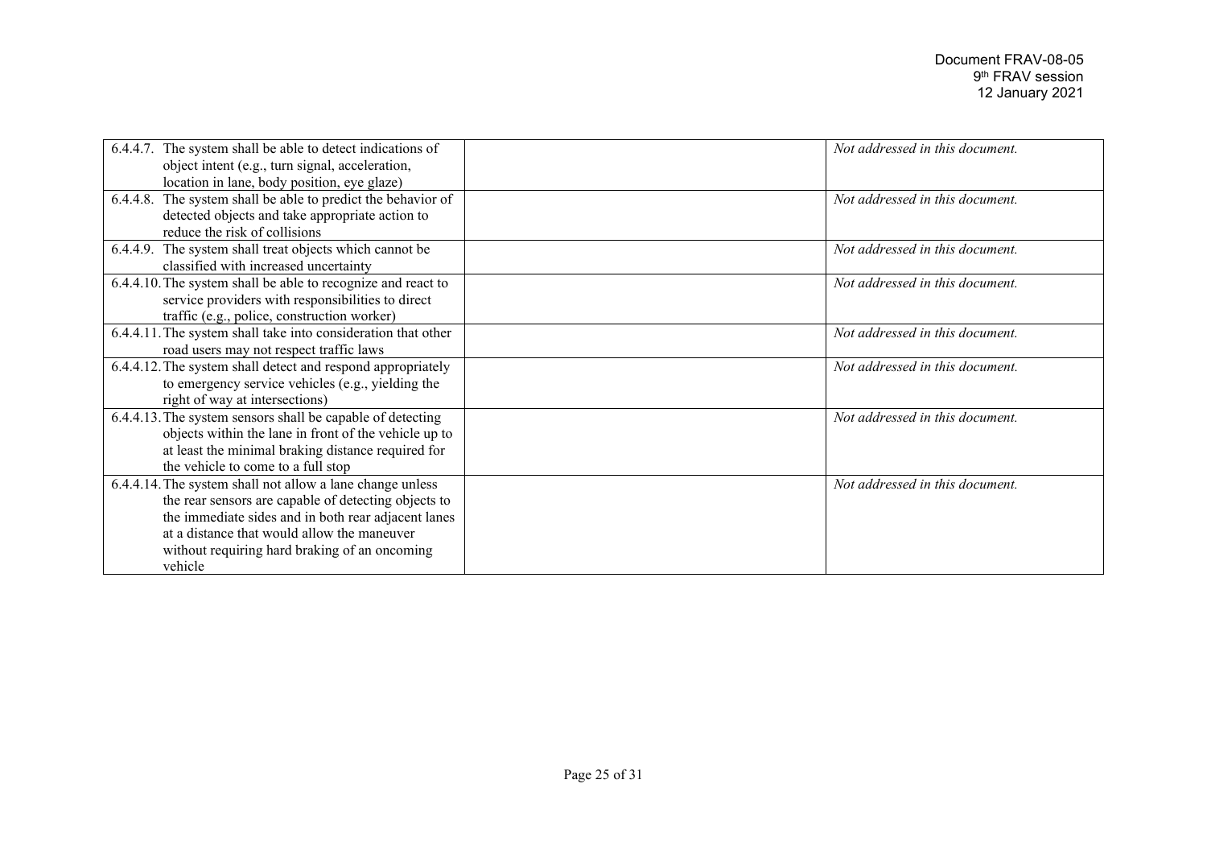| | | |
|---|---|---|
| 6.4.4.7. The system shall be able to detect indications of object intent (e.g., turn signal, acceleration, location in lane, body position, eye glaze) | | *Not addressed in this document.* |
| 6.4.4.8. The system shall be able to predict the behavior of detected objects and take appropriate action to reduce the risk of collisions | | *Not addressed in this document.* |
| 6.4.4.9. The system shall treat objects which cannot be classified with increased uncertainty | | *Not addressed in this document.* |
| 6.4.4.10. The system shall be able to recognize and react to service providers with responsibilities to direct traffic (e.g., police, construction worker) | | *Not addressed in this document.* |
| 6.4.4.11. The system shall take into consideration that other road users may not respect traffic laws | | *Not addressed in this document.* |
| 6.4.4.12. The system shall detect and respond appropriately to emergency service vehicles (e.g., yielding the right of way at intersections) | | *Not addressed in this document.* |
| 6.4.4.13. The system sensors shall be capable of detecting objects within the lane in front of the vehicle up to at least the minimal braking distance required for the vehicle to come to a full stop | | *Not addressed in this document.* |
| 6.4.4.14. The system shall not allow a lane change unless the rear sensors are capable of detecting objects to the immediate sides and in both rear adjacent lanes at a distance that would allow the maneuver without requiring hard braking of an oncoming vehicle | | *Not addressed in this document.* |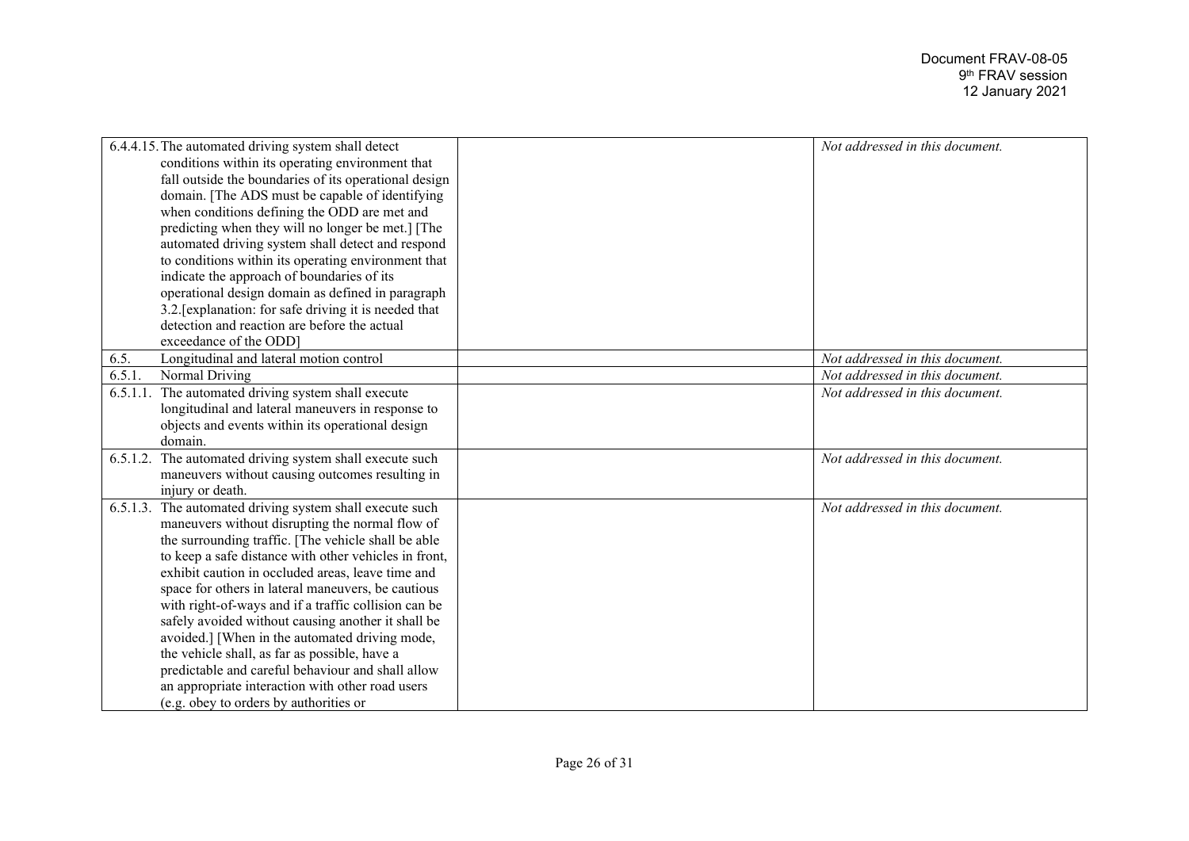| | | |
|---|---|---|
| 6.4.4.15. The automated driving system shall detect conditions within its operating environment that fall outside the boundaries of its operational design domain. [The ADS must be capable of identifying when conditions defining the ODD are met and predicting when they will no longer be met.] [The automated driving system shall detect and respond to conditions within its operating environment that indicate the approach of boundaries of its operational design domain as defined in paragraph 3.2.[explanation: for safe driving it is needed that detection and reaction are before the actual exceedance of the ODD] | | *Not addressed in this document.* |
| 6.5. Longitudinal and lateral motion control | | *Not addressed in this document.* |
| 6.5.1. Normal Driving | | *Not addressed in this document.* |
| 6.5.1.1. The automated driving system shall execute longitudinal and lateral maneuvers in response to objects and events within its operational design domain. | | *Not addressed in this document.* |
| 6.5.1.2. The automated driving system shall execute such maneuvers without causing outcomes resulting in injury or death. | | *Not addressed in this document.* |
| 6.5.1.3. The automated driving system shall execute such maneuvers without disrupting the normal flow of the surrounding traffic. [The vehicle shall be able to keep a safe distance with other vehicles in front, exhibit caution in occluded areas, leave time and space for others in lateral maneuvers, be cautious with right-of-ways and if a traffic collision can be safely avoided without causing another it shall be avoided.] [When in the automated driving mode, the vehicle shall, as far as possible, have a predictable and careful behaviour and shall allow an appropriate interaction with other road users (e.g. obey to orders by authorities or | | *Not addressed in this document.* |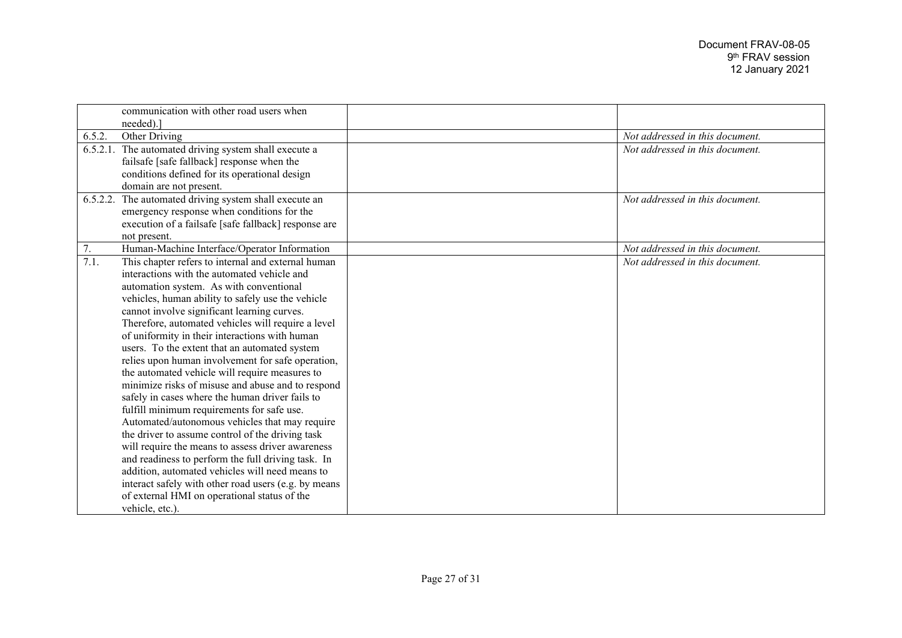| | | |
|---|---|---|
| communication with other road users when needed).] | | |
| 6.5.2. Other Driving | | *Not addressed in this document.* |
| 6.5.2.1. The automated driving system shall execute a failsafe [safe fallback] response when the conditions defined for its operational design domain are not present. | | *Not addressed in this document.* |
| 6.5.2.2. The automated driving system shall execute an emergency response when conditions for the execution of a failsafe [safe fallback] response are not present. | | *Not addressed in this document.* |
| 7. Human-Machine Interface/Operator Information | | *Not addressed in this document.* |
| 7.1. This chapter refers to internal and external human interactions with the automated vehicle and automation system. As with conventional vehicles, human ability to safely use the vehicle cannot involve significant learning curves. Therefore, automated vehicles will require a level of uniformity in their interactions with human users. To the extent that an automated system relies upon human involvement for safe operation, the automated vehicle will require measures to minimize risks of misuse and abuse and to respond safely in cases where the human driver fails to fulfill minimum requirements for safe use. Automated/autonomous vehicles that may require the driver to assume control of the driving task will require the means to assess driver awareness and readiness to perform the full driving task. In addition, automated vehicles will need means to interact safely with other road users (e.g. by means of external HMI on operational status of the vehicle, etc.). | | *Not addressed in this document.* |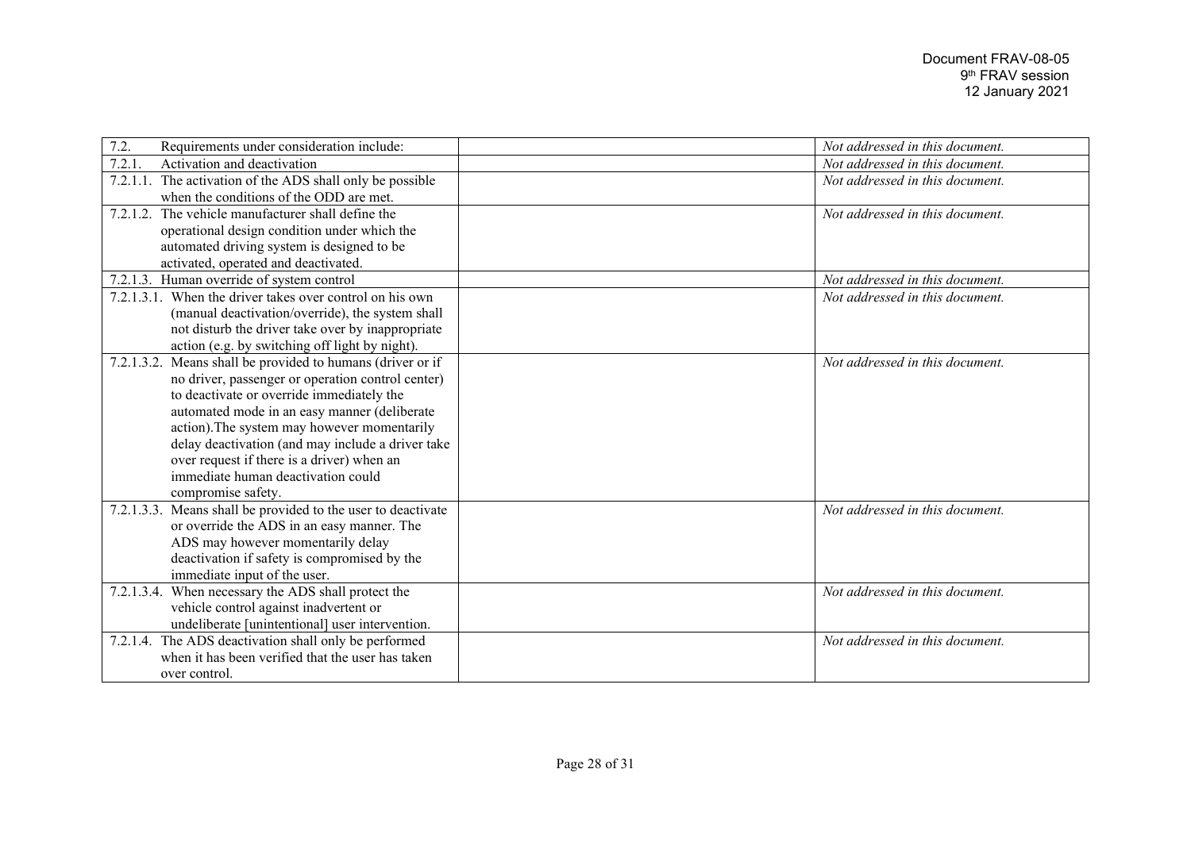| | | |
|---|---|---|
| 7.2. Requirements under consideration include: | | *Not addressed in this document.* |
| 7.2.1. Activation and deactivation | | *Not addressed in this document.* |
| 7.2.1.1. The activation of the ADS shall only be possible when the conditions of the ODD are met. | | *Not addressed in this document.* |
| 7.2.1.2. The vehicle manufacturer shall define the operational design condition under which the automated driving system is designed to be activated, operated and deactivated. | | *Not addressed in this document.* |
| 7.2.1.3. Human override of system control | | *Not addressed in this document.* |
| 7.2.1.3.1. When the driver takes over control on his own (manual deactivation/override), the system shall not disturb the driver take over by inappropriate action (e.g. by switching off light by night). | | *Not addressed in this document.* |
| 7.2.1.3.2. Means shall be provided to humans (driver or if no driver, passenger or operation control center) to deactivate or override immediately the automated mode in an easy manner (deliberate action).The system may however momentarily delay deactivation (and may include a driver take over request if there is a driver) when an immediate human deactivation could compromise safety. | | *Not addressed in this document.* |
| 7.2.1.3.3. Means shall be provided to the user to deactivate or override the ADS in an easy manner. The ADS may however momentarily delay deactivation if safety is compromised by the immediate input of the user. | | *Not addressed in this document.* |
| 7.2.1.3.4. When necessary the ADS shall protect the vehicle control against inadvertent or undeliberate [unintentional] user intervention. | | *Not addressed in this document.* |
| 7.2.1.4. The ADS deactivation shall only be performed when it has been verified that the user has taken over control. | | *Not addressed in this document.* |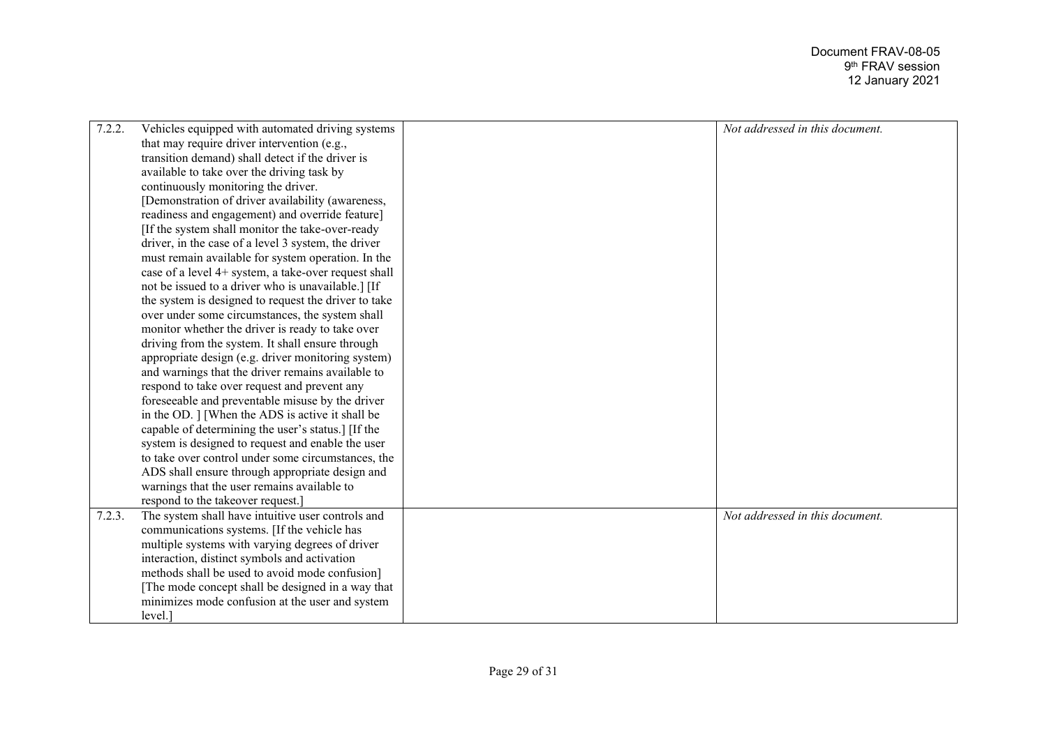| | | | |
|---|---|---|---|
| 7.2.2. | Vehicles equipped with automated driving systems that may require driver intervention (e.g., transition demand) shall detect if the driver is available to take over the driving task by continuously monitoring the driver. [Demonstration of driver availability (awareness, readiness and engagement) and override feature] [If the system shall monitor the take-over-ready driver, in the case of a level 3 system, the driver must remain available for system operation. In the case of a level 4+ system, a take-over request shall not be issued to a driver who is unavailable.] [If the system is designed to request the driver to take over under some circumstances, the system shall monitor whether the driver is ready to take over driving from the system. It shall ensure through appropriate design (e.g. driver monitoring system) and warnings that the driver remains available to respond to take over request and prevent any foreseeable and preventable misuse by the driver in the OD. ] [When the ADS is active it shall be capable of determining the user's status.] [If the system is designed to request and enable the user to take over control under some circumstances, the ADS shall ensure through appropriate design and warnings that the user remains available to respond to the takeover request.] | | *Not addressed in this document.* |
| 7.2.3. | The system shall have intuitive user controls and communications systems. [If the vehicle has multiple systems with varying degrees of driver interaction, distinct symbols and activation methods shall be used to avoid mode confusion] [The mode concept shall be designed in a way that minimizes mode confusion at the user and system level.] | | *Not addressed in this document.* |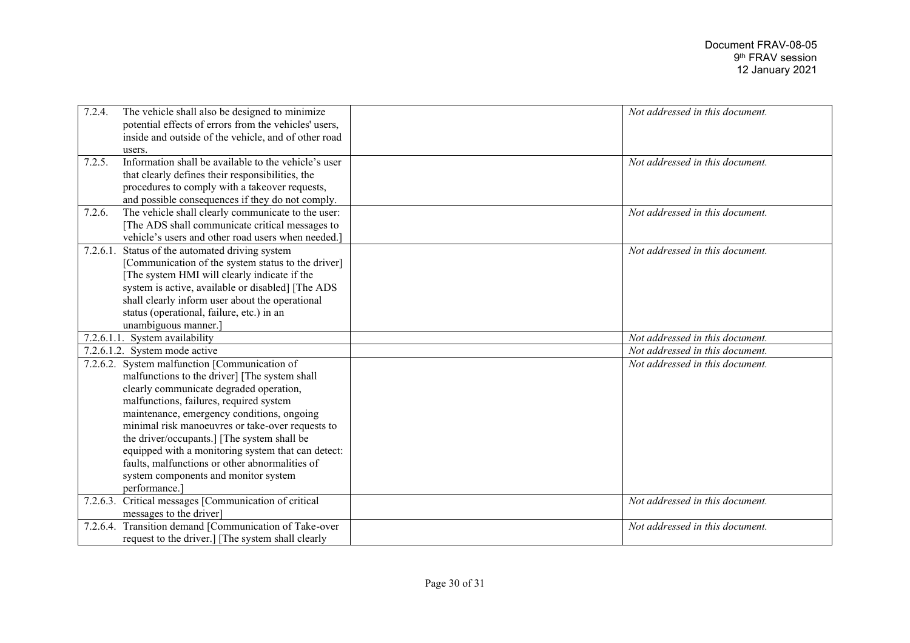| | | |
|---|---|---|
| 7.2.4. The vehicle shall also be designed to minimize potential effects of errors from the vehicles' users, inside and outside of the vehicle, and of other road users. | | *Not addressed in this document.* |
| 7.2.5. Information shall be available to the vehicle's user that clearly defines their responsibilities, the procedures to comply with a takeover requests, and possible consequences if they do not comply. | | *Not addressed in this document.* |
| 7.2.6. The vehicle shall clearly communicate to the user: [The ADS shall communicate critical messages to vehicle's users and other road users when needed.] | | *Not addressed in this document.* |
| 7.2.6.1. Status of the automated driving system [Communication of the system status to the driver] [The system HMI will clearly indicate if the system is active, available or disabled] [The ADS shall clearly inform user about the operational status (operational, failure, etc.) in an unambiguous manner.] | | *Not addressed in this document.* |
| 7.2.6.1.1. System availability | | *Not addressed in this document.* |
| 7.2.6.1.2. System mode active | | *Not addressed in this document.* |
| 7.2.6.2. System malfunction [Communication of malfunctions to the driver] [The system shall clearly communicate degraded operation, malfunctions, failures, required system maintenance, emergency conditions, ongoing minimal risk manoeuvres or take-over requests to the driver/occupants.] [The system shall be equipped with a monitoring system that can detect: faults, malfunctions or other abnormalities of system components and monitor system performance.] | | *Not addressed in this document.* |
| 7.2.6.3. Critical messages [Communication of critical messages to the driver] | | *Not addressed in this document.* |
| 7.2.6.4. Transition demand [Communication of Take-over request to the driver.] [The system shall clearly | | *Not addressed in this document.* |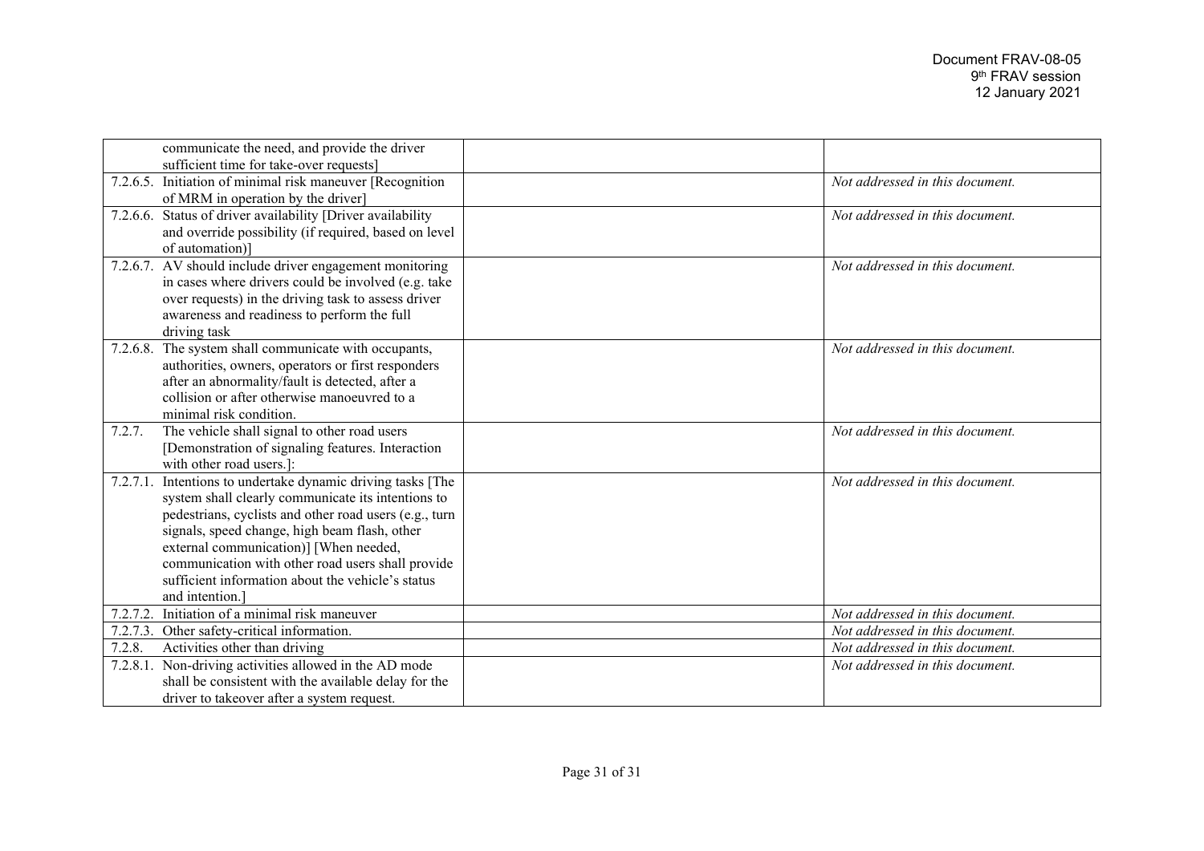| | | |
|---|---|---|
| communicate the need, and provide the driver sufficient time for take-over requests] | | |
| 7.2.6.5. Initiation of minimal risk maneuver [Recognition of MRM in operation by the driver] | | *Not addressed in this document.* |
| 7.2.6.6. Status of driver availability [Driver availability and override possibility (if required, based on level of automation)] | | *Not addressed in this document.* |
| 7.2.6.7. AV should include driver engagement monitoring in cases where drivers could be involved (e.g. take over requests) in the driving task to assess driver awareness and readiness to perform the full driving task | | *Not addressed in this document.* |
| 7.2.6.8. The system shall communicate with occupants, authorities, owners, operators or first responders after an abnormality/fault is detected, after a collision or after otherwise manoeuvred to a minimal risk condition. | | *Not addressed in this document.* |
| 7.2.7. The vehicle shall signal to other road users [Demonstration of signaling features. Interaction with other road users.]: | | *Not addressed in this document.* |
| 7.2.7.1. Intentions to undertake dynamic driving tasks [The system shall clearly communicate its intentions to pedestrians, cyclists and other road users (e.g., turn signals, speed change, high beam flash, other external communication)] [When needed, communication with other road users shall provide sufficient information about the vehicle's status and intention.] | | *Not addressed in this document.* |
| 7.2.7.2. Initiation of a minimal risk maneuver | | *Not addressed in this document.* |
| 7.2.7.3. Other safety-critical information. | | *Not addressed in this document.* |
| 7.2.8. Activities other than driving | | *Not addressed in this document.* |
| 7.2.8.1. Non-driving activities allowed in the AD mode shall be consistent with the available delay for the driver to takeover after a system request. | | *Not addressed in this document.* |